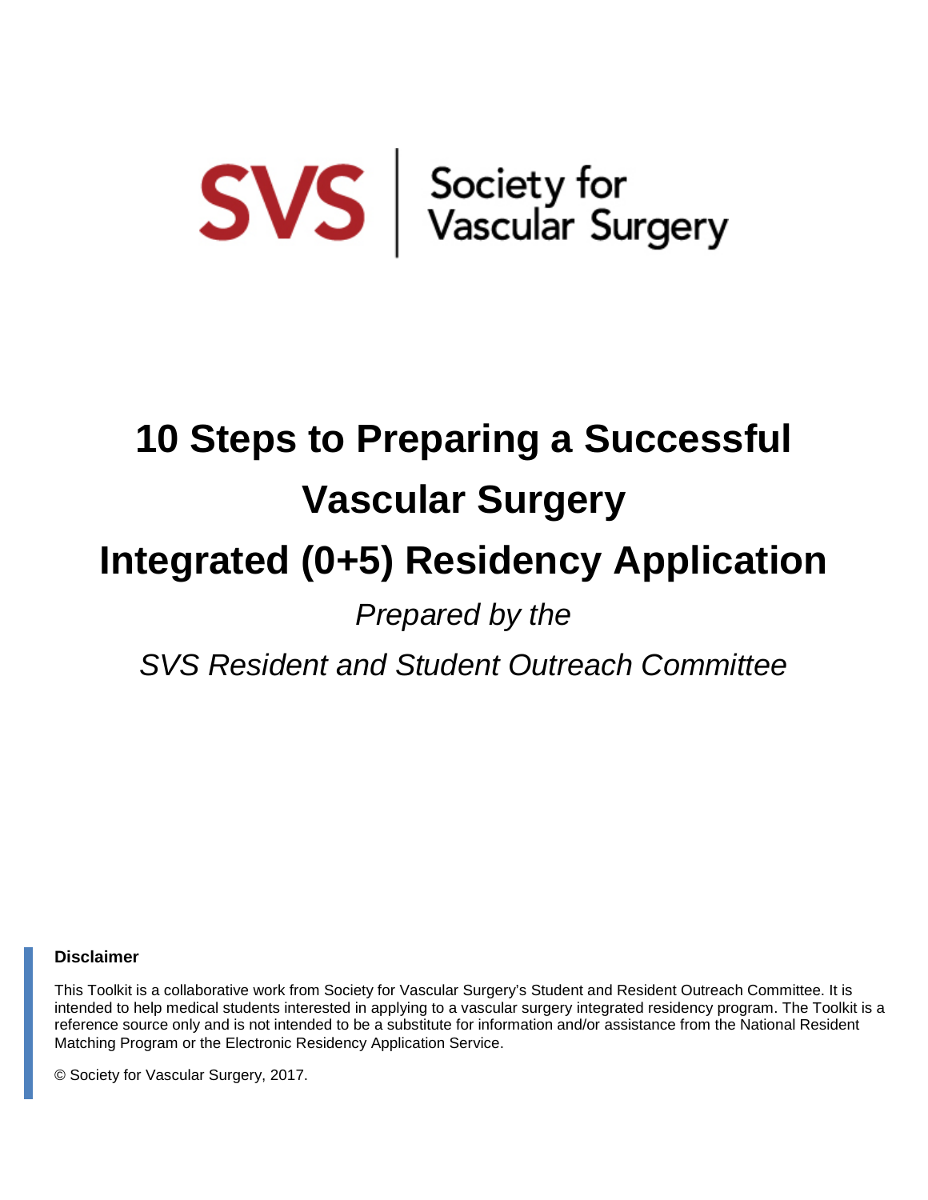SVS | Society for Vascular Surgery

# 10 Steps to Preparing a Successful Vascular Surgery Integrated (0+5) Residency Application

*Prepared by the*

*SVS Resident and Student Outreach Committee*

**Disclaimer**

This Toolkit is a collaborative work from Society for Vascular Surgery's Student and Resident Outreach Committee. It is intended to help medical students interested in applying to a vascular surgery integrated residency program. The Toolkit is a reference source only and is not intended to be a substitute for information and/or assistance from the National Resident Matching Program or the Electronic Residency Application Service.

© Society for Vascular Surgery, 2017.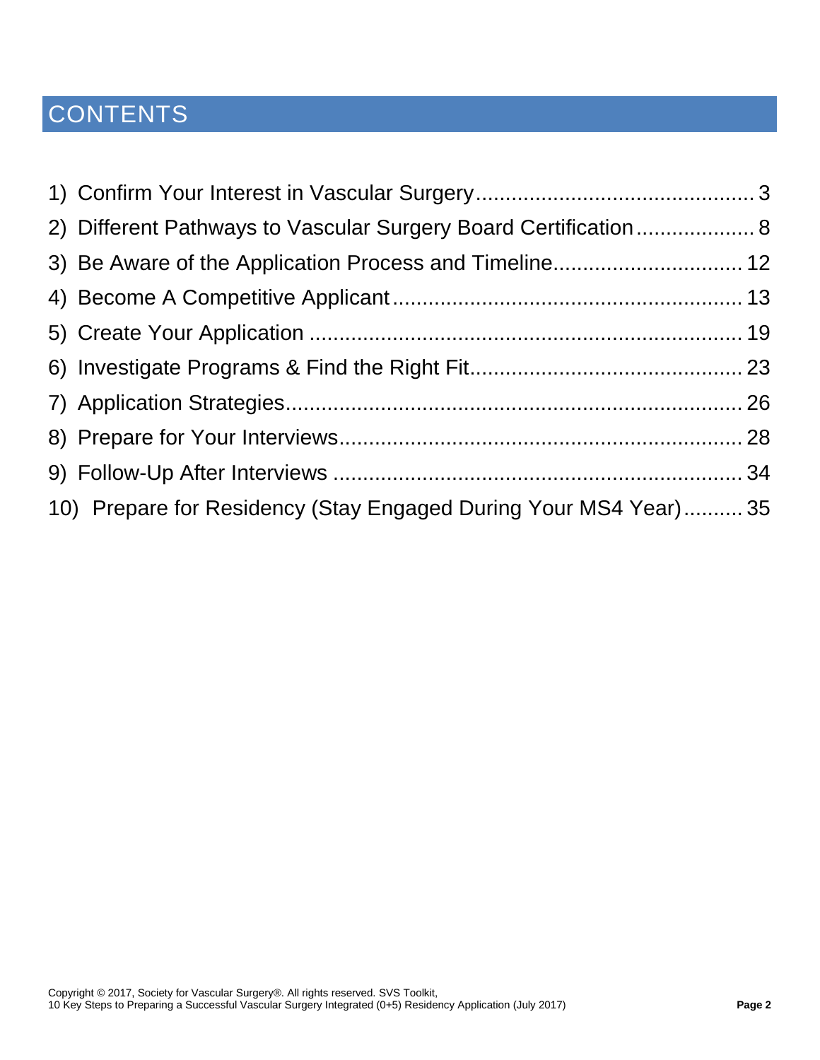# CONTENTS

1) Confirm Your Interest in Vascular Surgery............................................. 3
2) Different Pathways to Vascular Surgery Board Certification................... 8
3) Be Aware of the Application Process and Timeline.............................. 12
4) Become A Competitive Applicant......................................................... 13
5) Create Your Application ....................................................................... 19
6) Investigate Programs & Find the Right Fit............................................ 23
7) Application Strategies.......................................................................... 26
8) Prepare for Your Interviews................................................................. 28
9) Follow-Up After Interviews .................................................................. 34
10) Prepare for Residency (Stay Engaged During Your MS4 Year).......... 35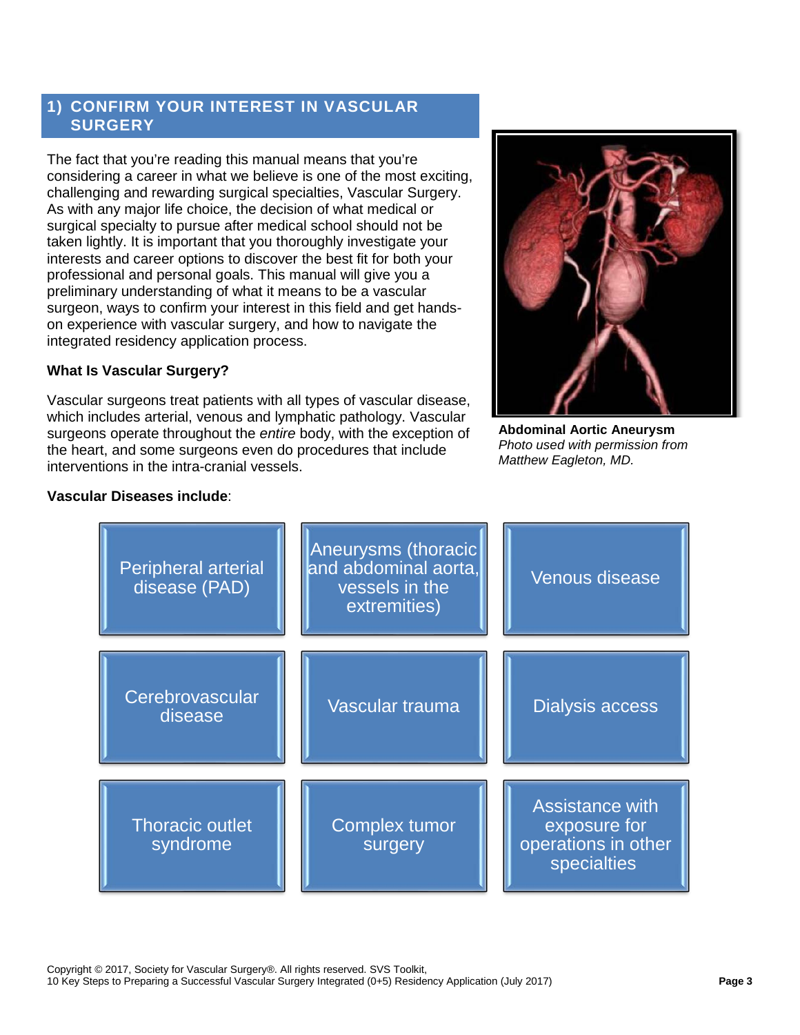## 1) CONFIRM YOUR INTEREST IN VASCULAR SURGERY

The fact that you're reading this manual means that you're considering a career in what we believe is one of the most exciting, challenging and rewarding surgical specialties, Vascular Surgery. As with any major life choice, the decision of what medical or surgical specialty to pursue after medical school should not be taken lightly. It is important that you thoroughly investigate your interests and career options to discover the best fit for both your professional and personal goals. This manual will give you a preliminary understanding of what it means to be a vascular surgeon, ways to confirm your interest in this field and get hands-on experience with vascular surgery, and how to navigate the integrated residency application process.

**Abdominal Aortic Aneurysm**
*Photo used with permission from Matthew Eagleton, MD.*

### What Is Vascular Surgery?

Vascular surgeons treat patients with all types of vascular disease, which includes arterial, venous and lymphatic pathology. Vascular surgeons operate throughout the *entire* body, with the exception of the heart, and some surgeons even do procedures that include interventions in the intra-cranial vessels.

**Vascular Diseases include**:

- Peripheral arterial disease (PAD)
- Aneurysms (thoracic and abdominal aorta, vessels in the extremities)
- Venous disease
- Cerebrovascular disease
- Vascular trauma
- Dialysis access
- Thoracic outlet syndrome
- Complex tumor surgery
- Assistance with exposure for operations in other specialties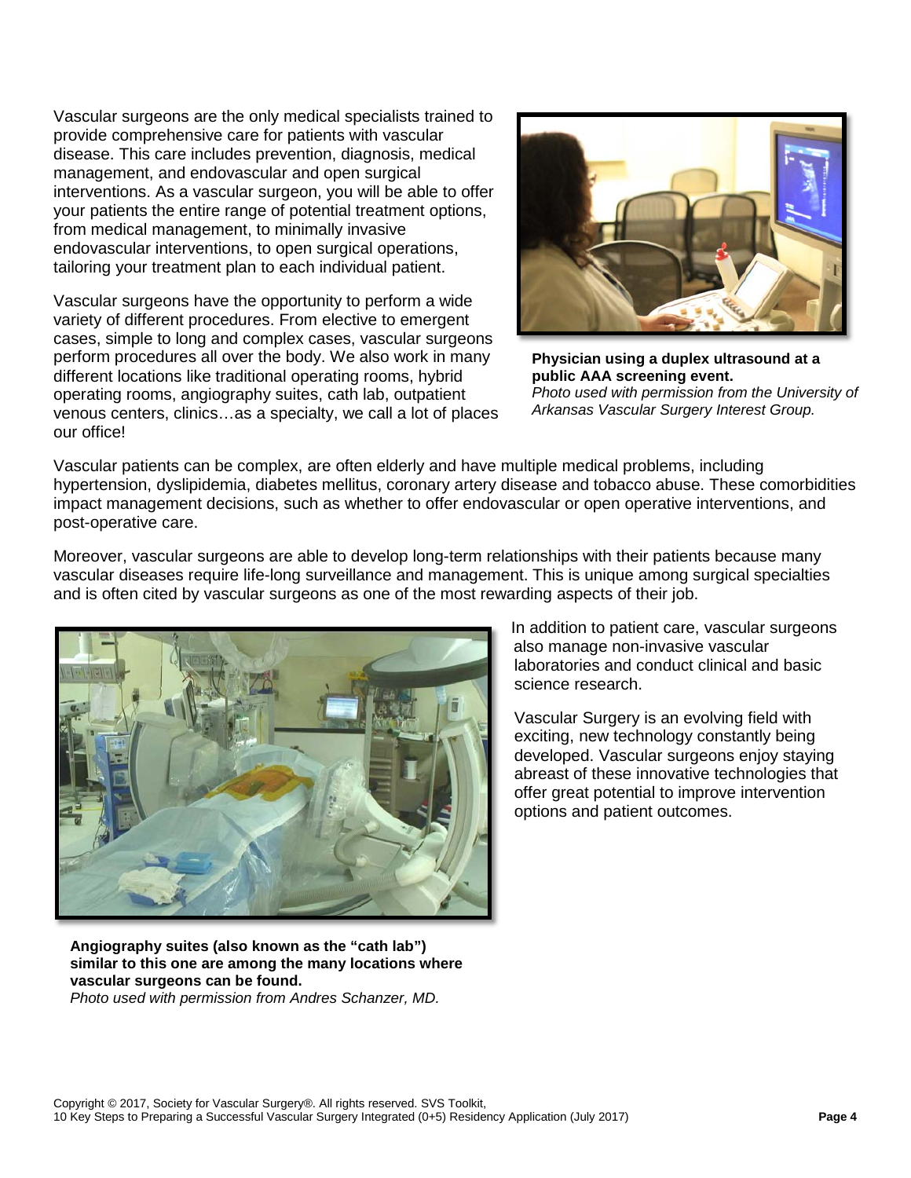Vascular surgeons are the only medical specialists trained to provide comprehensive care for patients with vascular disease. This care includes prevention, diagnosis, medical management, and endovascular and open surgical interventions. As a vascular surgeon, you will be able to offer your patients the entire range of potential treatment options, from medical management, to minimally invasive endovascular interventions, to open surgical operations, tailoring your treatment plan to each individual patient.

Vascular surgeons have the opportunity to perform a wide variety of different procedures. From elective to emergent cases, simple to long and complex cases, vascular surgeons perform procedures all over the body. We also work in many different locations like traditional operating rooms, hybrid operating rooms, angiography suites, cath lab, outpatient venous centers, clinics…as a specialty, we call a lot of places our office!

**Physician using a duplex ultrasound at a public AAA screening event.**
*Photo used with permission from the University of Arkansas Vascular Surgery Interest Group.*

Vascular patients can be complex, are often elderly and have multiple medical problems, including hypertension, dyslipidemia, diabetes mellitus, coronary artery disease and tobacco abuse. These comorbidities impact management decisions, such as whether to offer endovascular or open operative interventions, and post-operative care.

Moreover, vascular surgeons are able to develop long-term relationships with their patients because many vascular diseases require life-long surveillance and management. This is unique among surgical specialties and is often cited by vascular surgeons as one of the most rewarding aspects of their job.

In addition to patient care, vascular surgeons also manage non-invasive vascular laboratories and conduct clinical and basic science research.

Vascular Surgery is an evolving field with exciting, new technology constantly being developed. Vascular surgeons enjoy staying abreast of these innovative technologies that offer great potential to improve intervention options and patient outcomes.

**Angiography suites (also known as the "cath lab") similar to this one are among the many locations where vascular surgeons can be found.**
*Photo used with permission from Andres Schanzer, MD.*

Copyright © 2017, Society for Vascular Surgery®. All rights reserved. SVS Toolkit,
10 Key Steps to Preparing a Successful Vascular Surgery Integrated (0+5) Residency Application (July 2017)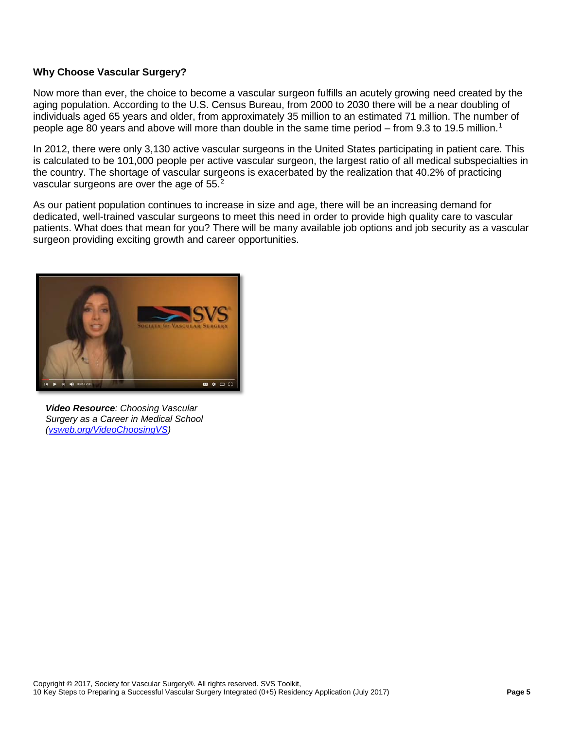**Why Choose Vascular Surgery?**

Now more than ever, the choice to become a vascular surgeon fulfills an acutely growing need created by the aging population. According to the U.S. Census Bureau, from 2000 to 2030 there will be a near doubling of individuals aged 65 years and older, from approximately 35 million to an estimated 71 million. The number of people age 80 years and above will more than double in the same time period – from 9.3 to 19.5 million.[1]

In 2012, there were only 3,130 active vascular surgeons in the United States participating in patient care. This is calculated to be 101,000 people per active vascular surgeon, the largest ratio of all medical subspecialties in the country. The shortage of vascular surgeons is exacerbated by the realization that 40.2% of practicing vascular surgeons are over the age of 55.[2]

As our patient population continues to increase in size and age, there will be an increasing demand for dedicated, well-trained vascular surgeons to meet this need in order to provide high quality care to vascular patients. What does that mean for you? There will be many available job options and job security as a vascular surgeon providing exciting growth and career opportunities.

***Video Resource**: Choosing Vascular Surgery as a Career in Medical School (vsweb.org/VideoChoosingVS)*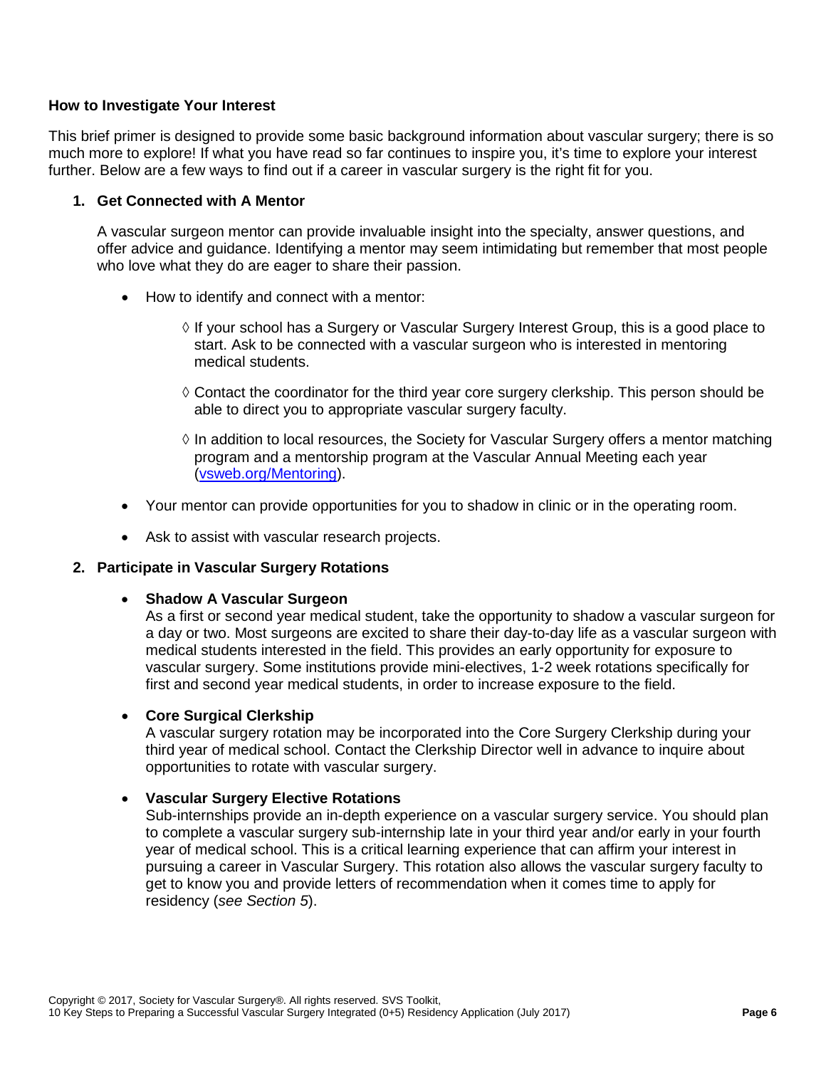**How to Investigate Your Interest**

This brief primer is designed to provide some basic background information about vascular surgery; there is so much more to explore! If what you have read so far continues to inspire you, it's time to explore your interest further. Below are a few ways to find out if a career in vascular surgery is the right fit for you.

1. **Get Connected with A Mentor**

   A vascular surgeon mentor can provide invaluable insight into the specialty, answer questions, and offer advice and guidance. Identifying a mentor may seem intimidating but remember that most people who love what they do are eager to share their passion.

   - How to identify and connect with a mentor:
     - ◊ If your school has a Surgery or Vascular Surgery Interest Group, this is a good place to start. Ask to be connected with a vascular surgeon who is interested in mentoring medical students.
     - ◊ Contact the coordinator for the third year core surgery clerkship. This person should be able to direct you to appropriate vascular surgery faculty.
     - ◊ In addition to local resources, the Society for Vascular Surgery offers a mentor matching program and a mentorship program at the Vascular Annual Meeting each year (vsweb.org/Mentoring).
   - Your mentor can provide opportunities for you to shadow in clinic or in the operating room.
   - Ask to assist with vascular research projects.

2. **Participate in Vascular Surgery Rotations**

   - **Shadow A Vascular Surgeon**
     As a first or second year medical student, take the opportunity to shadow a vascular surgeon for a day or two. Most surgeons are excited to share their day-to-day life as a vascular surgeon with medical students interested in the field. This provides an early opportunity for exposure to vascular surgery. Some institutions provide mini-electives, 1-2 week rotations specifically for first and second year medical students, in order to increase exposure to the field.

   - **Core Surgical Clerkship**
     A vascular surgery rotation may be incorporated into the Core Surgery Clerkship during your third year of medical school. Contact the Clerkship Director well in advance to inquire about opportunities to rotate with vascular surgery.

   - **Vascular Surgery Elective Rotations**
     Sub-internships provide an in-depth experience on a vascular surgery service. You should plan to complete a vascular surgery sub-internship late in your third year and/or early in your fourth year of medical school. This is a critical learning experience that can affirm your interest in pursuing a career in Vascular Surgery. This rotation also allows the vascular surgery faculty to get to know you and provide letters of recommendation when it comes time to apply for residency (*see Section 5*).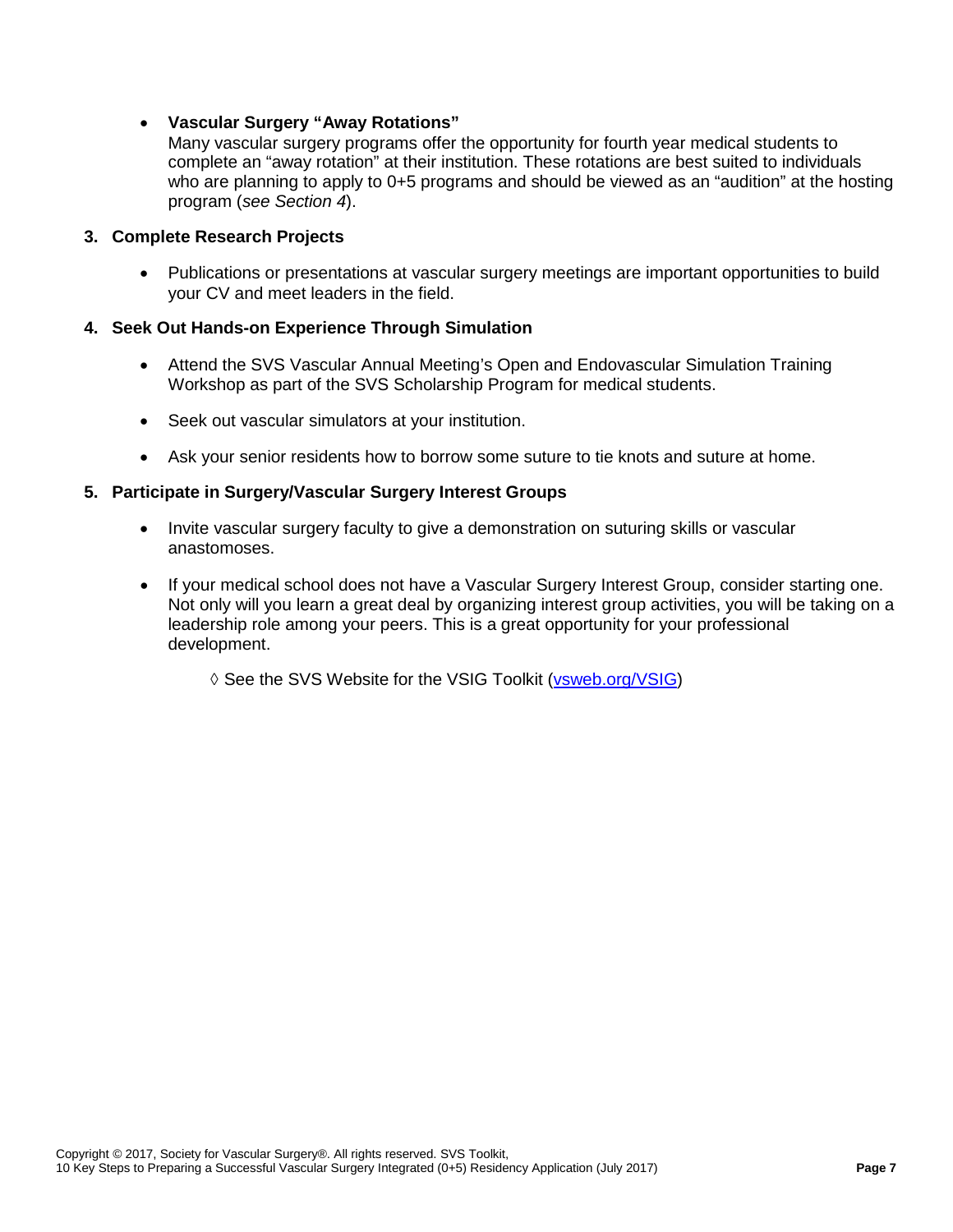- **Vascular Surgery "Away Rotations"**
  Many vascular surgery programs offer the opportunity for fourth year medical students to complete an "away rotation" at their institution. These rotations are best suited to individuals who are planning to apply to 0+5 programs and should be viewed as an "audition" at the hosting program (*see Section 4*).

**3. Complete Research Projects**

- Publications or presentations at vascular surgery meetings are important opportunities to build your CV and meet leaders in the field.

**4. Seek Out Hands-on Experience Through Simulation**

- Attend the SVS Vascular Annual Meeting's Open and Endovascular Simulation Training Workshop as part of the SVS Scholarship Program for medical students.
- Seek out vascular simulators at your institution.
- Ask your senior residents how to borrow some suture to tie knots and suture at home.

**5. Participate in Surgery/Vascular Surgery Interest Groups**

- Invite vascular surgery faculty to give a demonstration on suturing skills or vascular anastomoses.
- If your medical school does not have a Vascular Surgery Interest Group, consider starting one. Not only will you learn a great deal by organizing interest group activities, you will be taking on a leadership role among your peers. This is a great opportunity for your professional development.

  ◊ See the SVS Website for the VSIG Toolkit (vsweb.org/VSIG)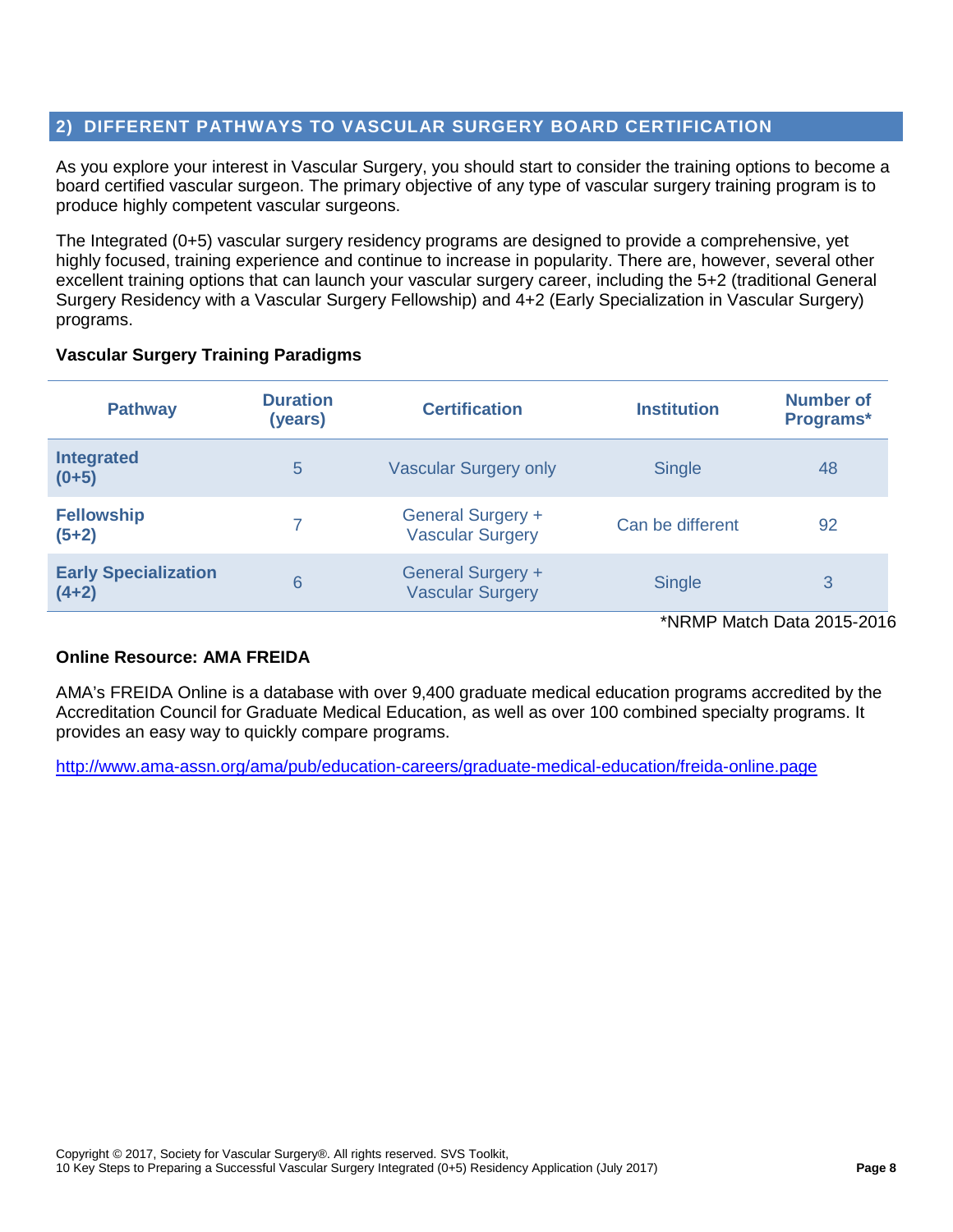## 2) DIFFERENT PATHWAYS TO VASCULAR SURGERY BOARD CERTIFICATION

As you explore your interest in Vascular Surgery, you should start to consider the training options to become a board certified vascular surgeon. The primary objective of any type of vascular surgery training program is to produce highly competent vascular surgeons.

The Integrated (0+5) vascular surgery residency programs are designed to provide a comprehensive, yet highly focused, training experience and continue to increase in popularity. There are, however, several other excellent training options that can launch your vascular surgery career, including the 5+2 (traditional General Surgery Residency with a Vascular Surgery Fellowship) and 4+2 (Early Specialization in Vascular Surgery) programs.

**Vascular Surgery Training Paradigms**

| Pathway | Duration (years) | Certification | Institution | Number of Programs* |
|---|---|---|---|---|
| **Integrated (0+5)** | 5 | Vascular Surgery only | Single | 48 |
| **Fellowship (5+2)** | 7 | General Surgery + Vascular Surgery | Can be different | 92 |
| **Early Specialization (4+2)** | 6 | General Surgery + Vascular Surgery | Single | 3 |

*NRMP Match Data 2015-2016

**Online Resource: AMA FREIDA**

AMA's FREIDA Online is a database with over 9,400 graduate medical education programs accredited by the Accreditation Council for Graduate Medical Education, as well as over 100 combined specialty programs. It provides an easy way to quickly compare programs.

http://www.ama-assn.org/ama/pub/education-careers/graduate-medical-education/freida-online.page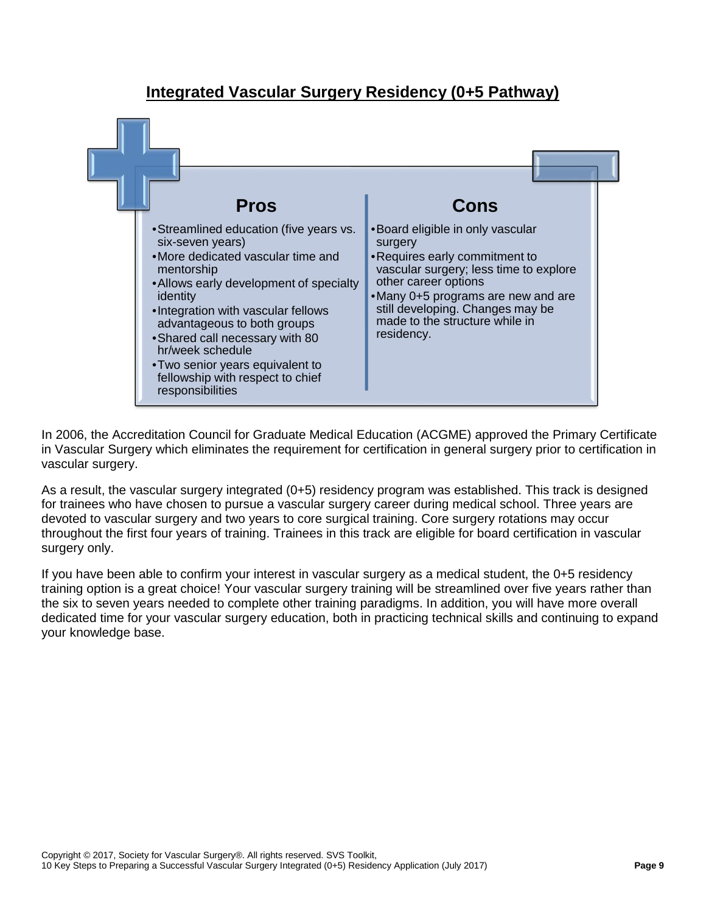## Integrated Vascular Surgery Residency (0+5 Pathway)

### Pros

- Streamlined education (five years vs. six-seven years)
- More dedicated vascular time and mentorship
- Allows early development of specialty identity
- Integration with vascular fellows advantageous to both groups
- Shared call necessary with 80 hr/week schedule
- Two senior years equivalent to fellowship with respect to chief responsibilities

### Cons

- Board eligible in only vascular surgery
- Requires early commitment to vascular surgery; less time to explore other career options
- Many 0+5 programs are new and are still developing. Changes may be made to the structure while in residency.

In 2006, the Accreditation Council for Graduate Medical Education (ACGME) approved the Primary Certificate in Vascular Surgery which eliminates the requirement for certification in general surgery prior to certification in vascular surgery.

As a result, the vascular surgery integrated (0+5) residency program was established. This track is designed for trainees who have chosen to pursue a vascular surgery career during medical school. Three years are devoted to vascular surgery and two years to core surgical training. Core surgery rotations may occur throughout the first four years of training. Trainees in this track are eligible for board certification in vascular surgery only.

If you have been able to confirm your interest in vascular surgery as a medical student, the 0+5 residency training option is a great choice! Your vascular surgery training will be streamlined over five years rather than the six to seven years needed to complete other training paradigms. In addition, you will have more overall dedicated time for your vascular surgery education, both in practicing technical skills and continuing to expand your knowledge base.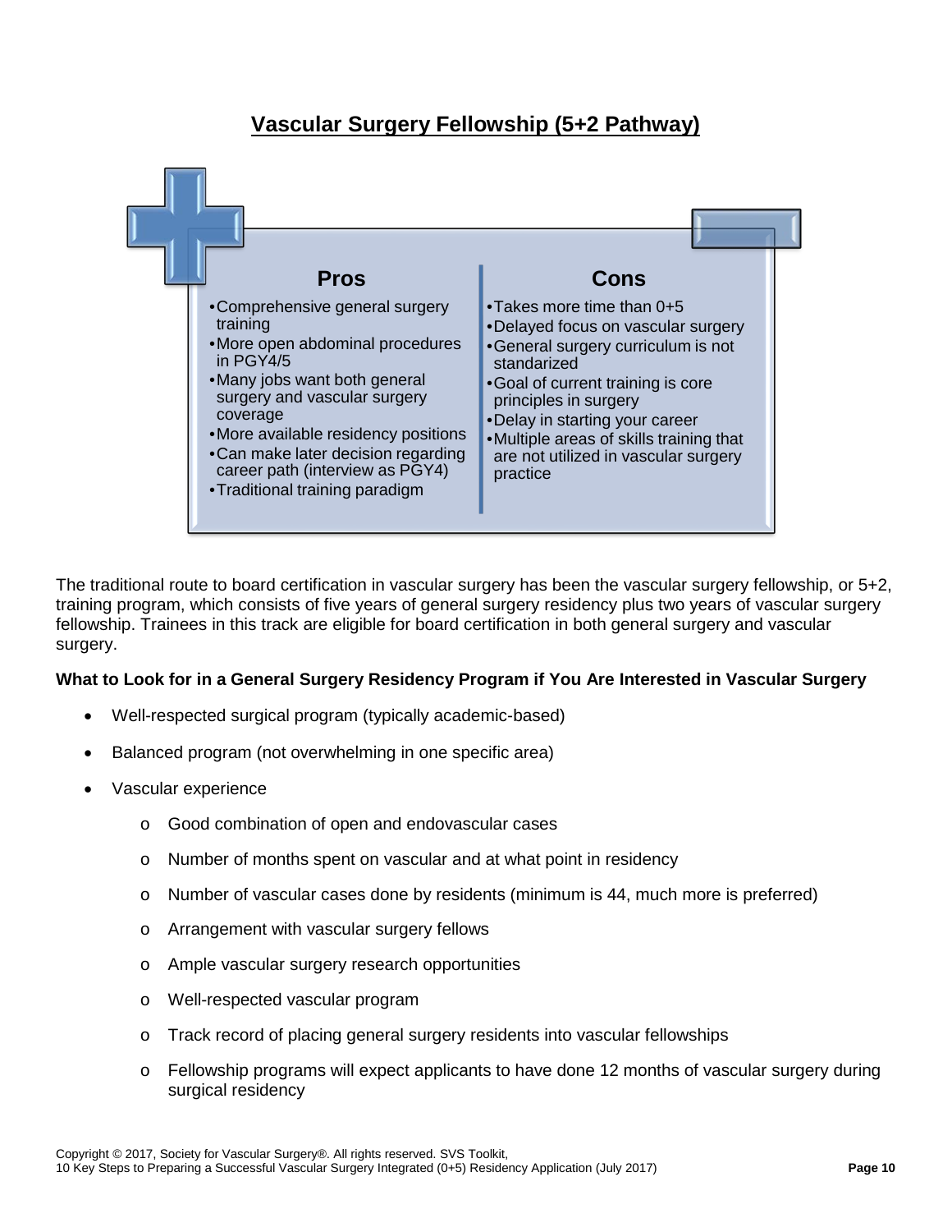## Vascular Surgery Fellowship (5+2 Pathway)

| Pros | Cons |
|---|---|
| • Comprehensive general surgery training<br>• More open abdominal procedures in PGY4/5<br>• Many jobs want both general surgery and vascular surgery coverage<br>• More available residency positions<br>• Can make later decision regarding career path (interview as PGY4)<br>• Traditional training paradigm | • Takes more time than 0+5<br>• Delayed focus on vascular surgery<br>• General surgery curriculum is not standarized<br>• Goal of current training is core principles in surgery<br>• Delay in starting your career<br>• Multiple areas of skills training that are not utilized in vascular surgery practice |

The traditional route to board certification in vascular surgery has been the vascular surgery fellowship, or 5+2, training program, which consists of five years of general surgery residency plus two years of vascular surgery fellowship. Trainees in this track are eligible for board certification in both general surgery and vascular surgery.

**What to Look for in a General Surgery Residency Program if You Are Interested in Vascular Surgery**

- Well-respected surgical program (typically academic-based)
- Balanced program (not overwhelming in one specific area)
- Vascular experience
  - Good combination of open and endovascular cases
  - Number of months spent on vascular and at what point in residency
  - Number of vascular cases done by residents (minimum is 44, much more is preferred)
  - Arrangement with vascular surgery fellows
  - Ample vascular surgery research opportunities
  - Well-respected vascular program
  - Track record of placing general surgery residents into vascular fellowships
  - Fellowship programs will expect applicants to have done 12 months of vascular surgery during surgical residency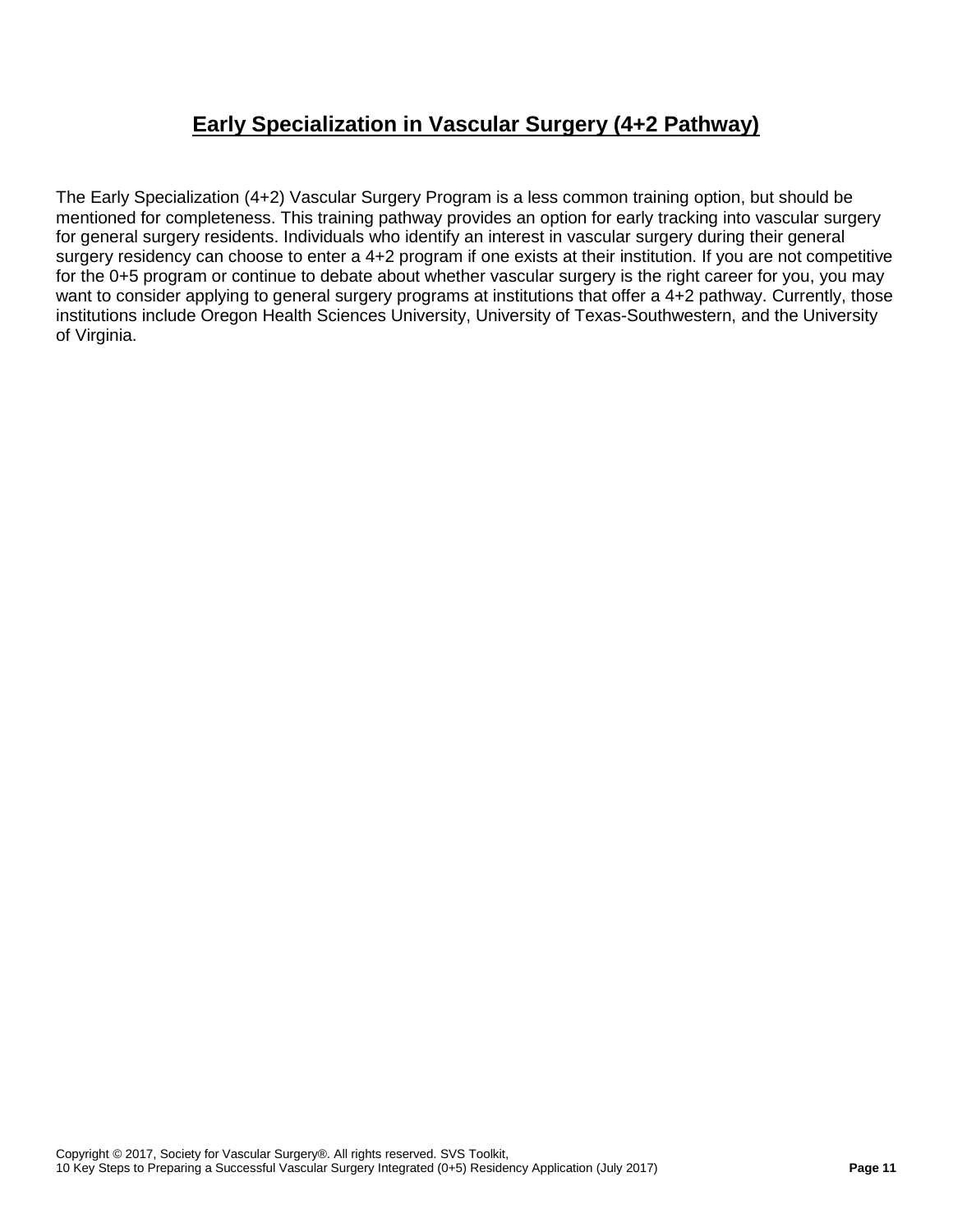## Early Specialization in Vascular Surgery (4+2 Pathway)

The Early Specialization (4+2) Vascular Surgery Program is a less common training option, but should be mentioned for completeness. This training pathway provides an option for early tracking into vascular surgery for general surgery residents. Individuals who identify an interest in vascular surgery during their general surgery residency can choose to enter a 4+2 program if one exists at their institution. If you are not competitive for the 0+5 program or continue to debate about whether vascular surgery is the right career for you, you may want to consider applying to general surgery programs at institutions that offer a 4+2 pathway. Currently, those institutions include Oregon Health Sciences University, University of Texas-Southwestern, and the University of Virginia.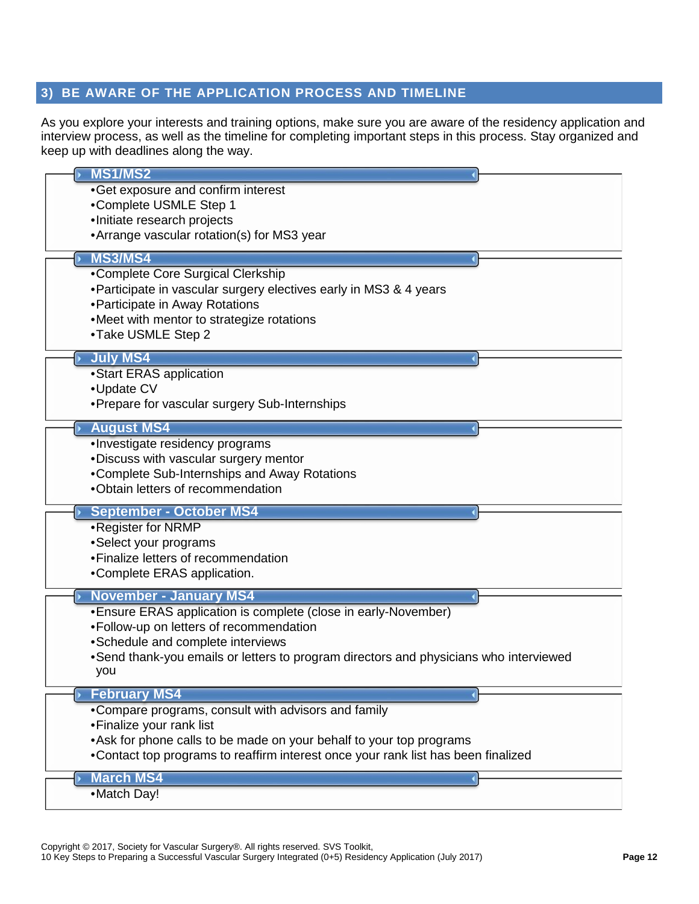## 3) BE AWARE OF THE APPLICATION PROCESS AND TIMELINE

As you explore your interests and training options, make sure you are aware of the residency application and interview process, as well as the timeline for completing important steps in this process. Stay organized and keep up with deadlines along the way.

### MS1/MS2

- Get exposure and confirm interest
- Complete USMLE Step 1
- Initiate research projects
- Arrange vascular rotation(s) for MS3 year

### MS3/MS4

- Complete Core Surgical Clerkship
- Participate in vascular surgery electives early in MS3 & 4 years
- Participate in Away Rotations
- Meet with mentor to strategize rotations
- Take USMLE Step 2

### July MS4

- Start ERAS application
- Update CV
- Prepare for vascular surgery Sub-Internships

### August MS4

- Investigate residency programs
- Discuss with vascular surgery mentor
- Complete Sub-Internships and Away Rotations
- Obtain letters of recommendation

### September - October MS4

- Register for NRMP
- Select your programs
- Finalize letters of recommendation
- Complete ERAS application.

### November - January MS4

- Ensure ERAS application is complete (close in early-November)
- Follow-up on letters of recommendation
- Schedule and complete interviews
- Send thank-you emails or letters to program directors and physicians who interviewed you

### February MS4

- Compare programs, consult with advisors and family
- Finalize your rank list
- Ask for phone calls to be made on your behalf to your top programs
- Contact top programs to reaffirm interest once your rank list has been finalized

### March MS4

- Match Day!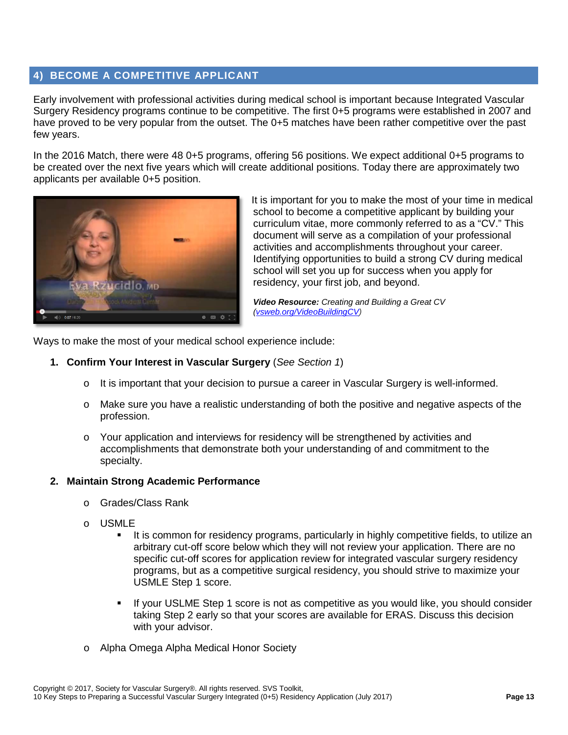## 4) BECOME A COMPETITIVE APPLICANT

Early involvement with professional activities during medical school is important because Integrated Vascular Surgery Residency programs continue to be competitive. The first 0+5 programs were established in 2007 and have proved to be very popular from the outset. The 0+5 matches have been rather competitive over the past few years.

In the 2016 Match, there were 48 0+5 programs, offering 56 positions. We expect additional 0+5 programs to be created over the next five years which will create additional positions. Today there are approximately two applicants per available 0+5 position.

It is important for you to make the most of your time in medical school to become a competitive applicant by building your curriculum vitae, more commonly referred to as a "CV." This document will serve as a compilation of your professional activities and accomplishments throughout your career. Identifying opportunities to build a strong CV during medical school will set you up for success when you apply for residency, your first job, and beyond.

***Video Resource:*** *Creating and Building a Great CV* *([vsweb.org/VideoBuildingCV](vsweb.org/VideoBuildingCV))*

Ways to make the most of your medical school experience include:

1. **Confirm Your Interest in Vascular Surgery** (*See Section 1*)
   - It is important that your decision to pursue a career in Vascular Surgery is well-informed.
   - Make sure you have a realistic understanding of both the positive and negative aspects of the profession.
   - Your application and interviews for residency will be strengthened by activities and accomplishments that demonstrate both your understanding of and commitment to the specialty.

2. **Maintain Strong Academic Performance**
   - Grades/Class Rank
   - USMLE
     - It is common for residency programs, particularly in highly competitive fields, to utilize an arbitrary cut-off score below which they will not review your application. There are no specific cut-off scores for application review for integrated vascular surgery residency programs, but as a competitive surgical residency, you should strive to maximize your USMLE Step 1 score.
     - If your USLME Step 1 score is not as competitive as you would like, you should consider taking Step 2 early so that your scores are available for ERAS. Discuss this decision with your advisor.
   - Alpha Omega Alpha Medical Honor Society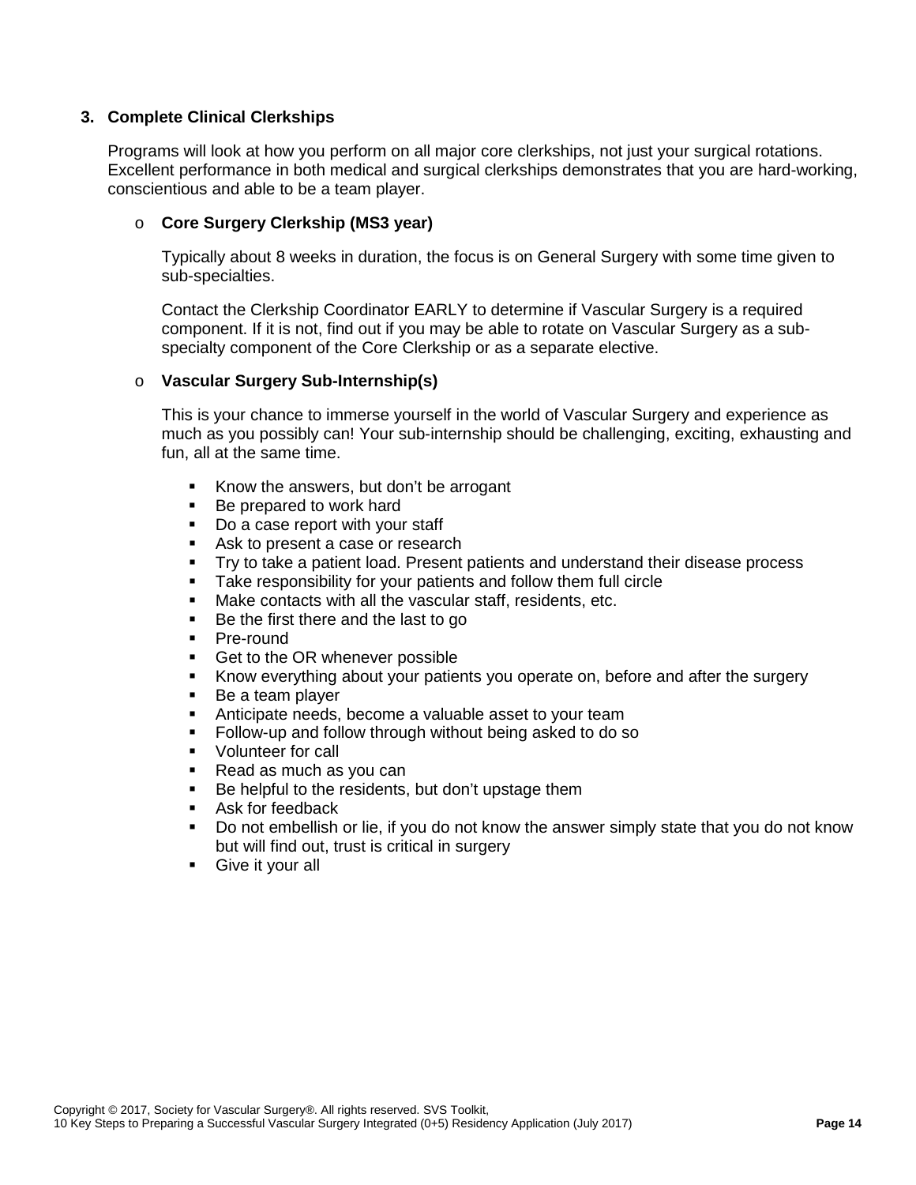### 3. Complete Clinical Clerkships

Programs will look at how you perform on all major core clerkships, not just your surgical rotations. Excellent performance in both medical and surgical clerkships demonstrates that you are hard-working, conscientious and able to be a team player.

- **Core Surgery Clerkship (MS3 year)**

  Typically about 8 weeks in duration, the focus is on General Surgery with some time given to sub-specialties.

  Contact the Clerkship Coordinator EARLY to determine if Vascular Surgery is a required component. If it is not, find out if you may be able to rotate on Vascular Surgery as a sub-specialty component of the Core Clerkship or as a separate elective.

- **Vascular Surgery Sub-Internship(s)**

  This is your chance to immerse yourself in the world of Vascular Surgery and experience as much as you possibly can! Your sub-internship should be challenging, exciting, exhausting and fun, all at the same time.

  - Know the answers, but don't be arrogant
  - Be prepared to work hard
  - Do a case report with your staff
  - Ask to present a case or research
  - Try to take a patient load. Present patients and understand their disease process
  - Take responsibility for your patients and follow them full circle
  - Make contacts with all the vascular staff, residents, etc.
  - Be the first there and the last to go
  - Pre-round
  - Get to the OR whenever possible
  - Know everything about your patients you operate on, before and after the surgery
  - Be a team player
  - Anticipate needs, become a valuable asset to your team
  - Follow-up and follow through without being asked to do so
  - Volunteer for call
  - Read as much as you can
  - Be helpful to the residents, but don't upstage them
  - Ask for feedback
  - Do not embellish or lie, if you do not know the answer simply state that you do not know but will find out, trust is critical in surgery
  - Give it your all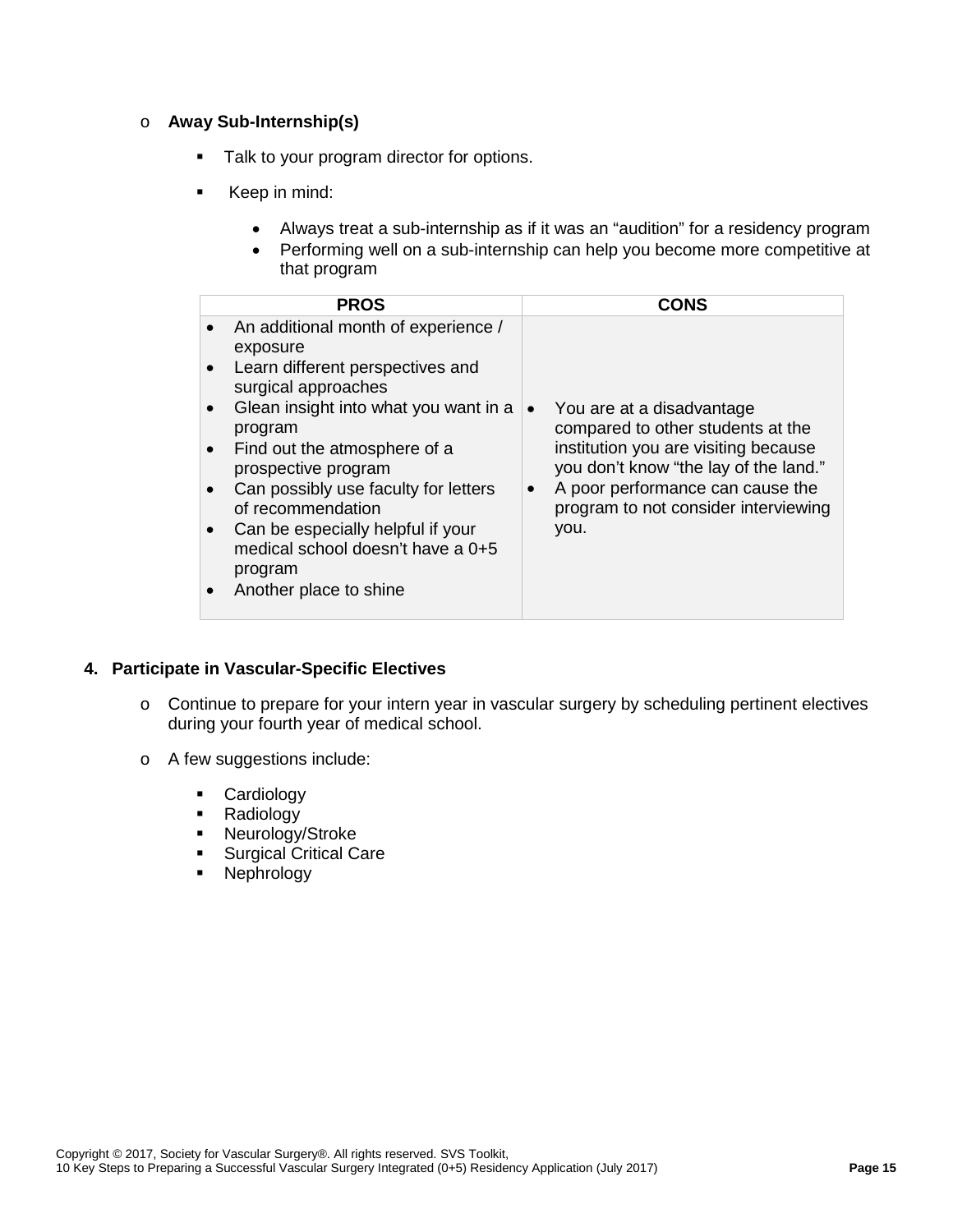- **Away Sub-Internship(s)**
  - Talk to your program director for options.
  - Keep in mind:
    - Always treat a sub-internship as if it was an "audition" for a residency program
    - Performing well on a sub-internship can help you become more competitive at that program

| PROS | CONS |
|---|---|
| • An additional month of experience / exposure<br>• Learn different perspectives and surgical approaches<br>• Glean insight into what you want in a program<br>• Find out the atmosphere of a prospective program<br>• Can possibly use faculty for letters of recommendation<br>• Can be especially helpful if your medical school doesn't have a 0+5 program<br>• Another place to shine | • You are at a disadvantage compared to other students at the institution you are visiting because you don't know "the lay of the land."<br>• A poor performance can cause the program to not consider interviewing you. |

## 4. Participate in Vascular-Specific Electives

- Continue to prepare for your intern year in vascular surgery by scheduling pertinent electives during your fourth year of medical school.
- A few suggestions include:
  - Cardiology
  - Radiology
  - Neurology/Stroke
  - Surgical Critical Care
  - Nephrology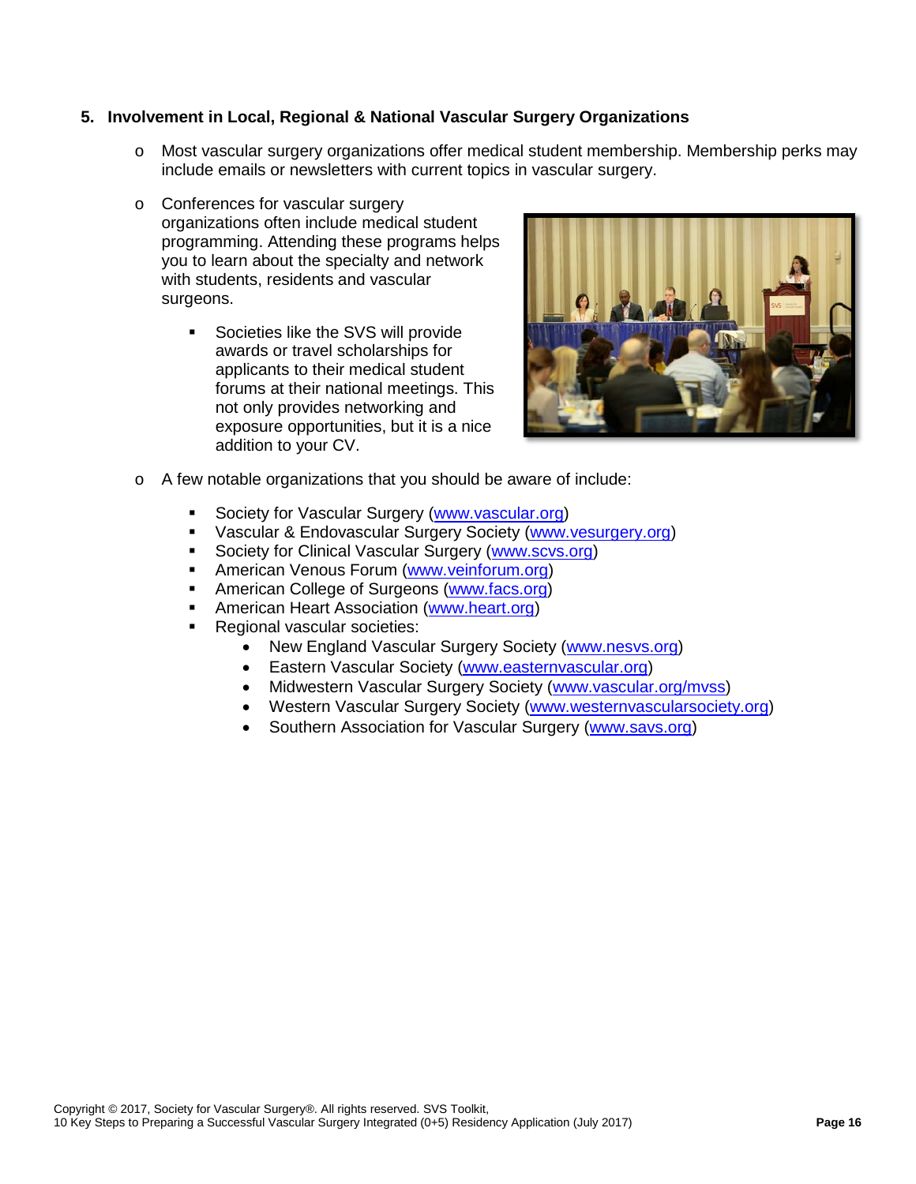## 5. Involvement in Local, Regional & National Vascular Surgery Organizations

- Most vascular surgery organizations offer medical student membership. Membership perks may include emails or newsletters with current topics in vascular surgery.
- Conferences for vascular surgery organizations often include medical student programming. Attending these programs helps you to learn about the specialty and network with students, residents and vascular surgeons.
  - Societies like the SVS will provide awards or travel scholarships for applicants to their medical student forums at their national meetings. This not only provides networking and exposure opportunities, but it is a nice addition to your CV.
- A few notable organizations that you should be aware of include:
  - Society for Vascular Surgery (www.vascular.org)
  - Vascular & Endovascular Surgery Society (www.vesurgery.org)
  - Society for Clinical Vascular Surgery (www.scvs.org)
  - American Venous Forum (www.veinforum.org)
  - American College of Surgeons (www.facs.org)
  - American Heart Association (www.heart.org)
  - Regional vascular societies:
    - New England Vascular Surgery Society (www.nesvs.org)
    - Eastern Vascular Society (www.easternvascular.org)
    - Midwestern Vascular Surgery Society (www.vascular.org/mvss)
    - Western Vascular Surgery Society (www.westernvascularsociety.org)
    - Southern Association for Vascular Surgery (www.savs.org)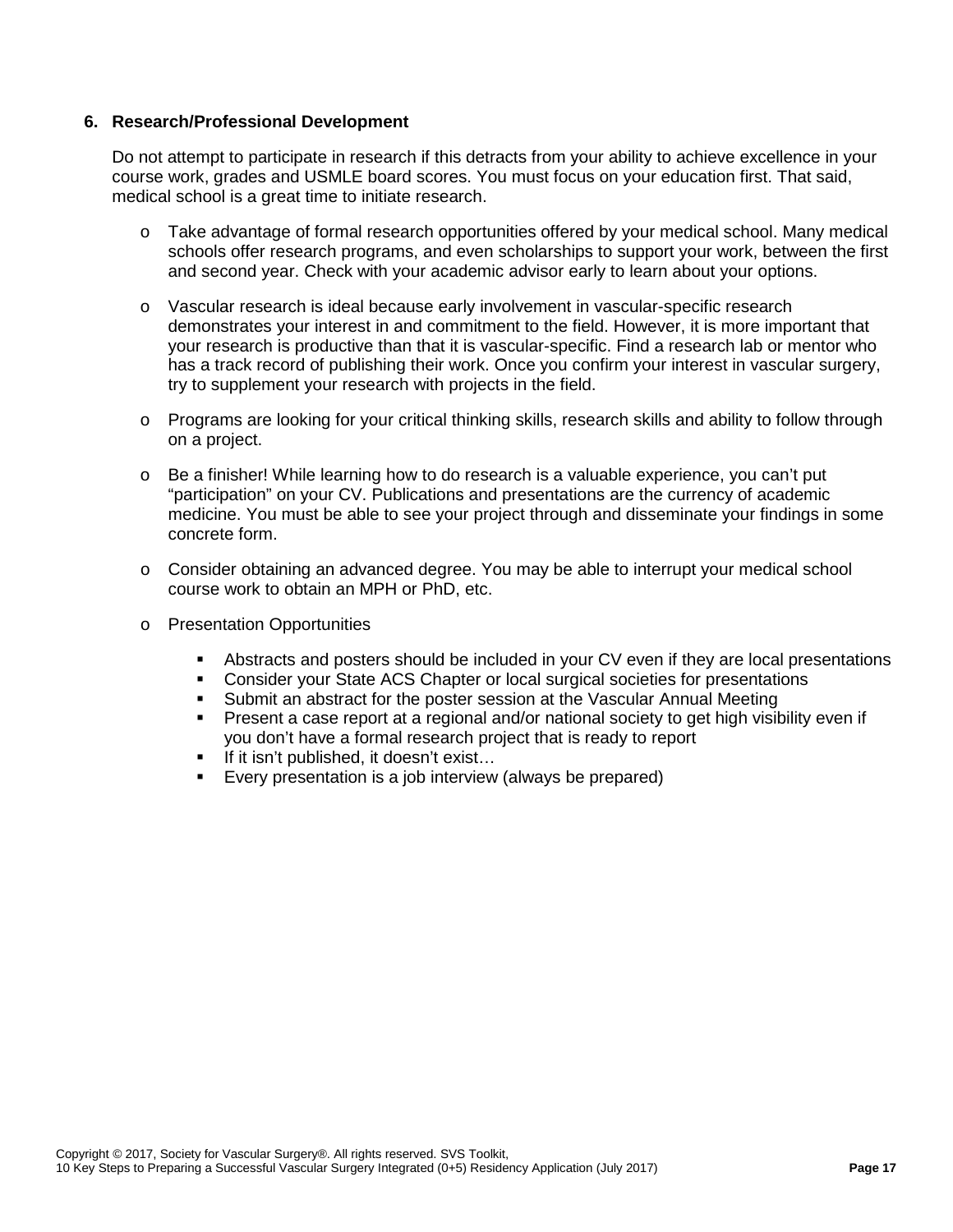**6. Research/Professional Development**

Do not attempt to participate in research if this detracts from your ability to achieve excellence in your course work, grades and USMLE board scores. You must focus on your education first. That said, medical school is a great time to initiate research.

- Take advantage of formal research opportunities offered by your medical school. Many medical schools offer research programs, and even scholarships to support your work, between the first and second year. Check with your academic advisor early to learn about your options.
- Vascular research is ideal because early involvement in vascular-specific research demonstrates your interest in and commitment to the field. However, it is more important that your research is productive than that it is vascular-specific. Find a research lab or mentor who has a track record of publishing their work. Once you confirm your interest in vascular surgery, try to supplement your research with projects in the field.
- Programs are looking for your critical thinking skills, research skills and ability to follow through on a project.
- Be a finisher! While learning how to do research is a valuable experience, you can't put "participation" on your CV. Publications and presentations are the currency of academic medicine. You must be able to see your project through and disseminate your findings in some concrete form.
- Consider obtaining an advanced degree. You may be able to interrupt your medical school course work to obtain an MPH or PhD, etc.
- Presentation Opportunities
    - Abstracts and posters should be included in your CV even if they are local presentations
    - Consider your State ACS Chapter or local surgical societies for presentations
    - Submit an abstract for the poster session at the Vascular Annual Meeting
    - Present a case report at a regional and/or national society to get high visibility even if you don't have a formal research project that is ready to report
    - If it isn't published, it doesn't exist…
    - Every presentation is a job interview (always be prepared)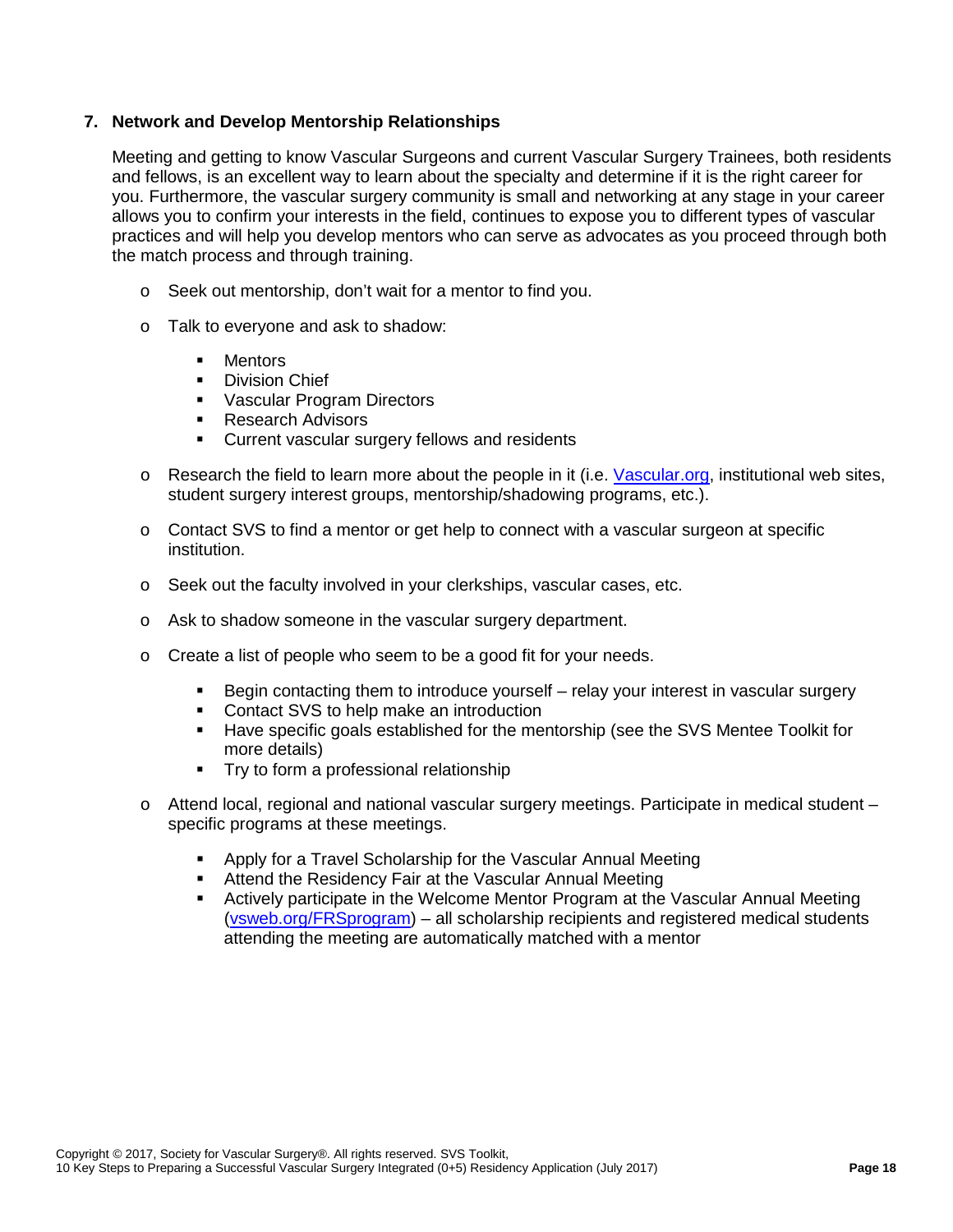**7. Network and Develop Mentorship Relationships**

Meeting and getting to know Vascular Surgeons and current Vascular Surgery Trainees, both residents and fellows, is an excellent way to learn about the specialty and determine if it is the right career for you. Furthermore, the vascular surgery community is small and networking at any stage in your career allows you to confirm your interests in the field, continues to expose you to different types of vascular practices and will help you develop mentors who can serve as advocates as you proceed through both the match process and through training.

- Seek out mentorship, don't wait for a mentor to find you.
- Talk to everyone and ask to shadow:
  - Mentors
  - Division Chief
  - Vascular Program Directors
  - Research Advisors
  - Current vascular surgery fellows and residents
- Research the field to learn more about the people in it (i.e. Vascular.org, institutional web sites, student surgery interest groups, mentorship/shadowing programs, etc.).
- Contact SVS to find a mentor or get help to connect with a vascular surgeon at specific institution.
- Seek out the faculty involved in your clerkships, vascular cases, etc.
- Ask to shadow someone in the vascular surgery department.
- Create a list of people who seem to be a good fit for your needs.
  - Begin contacting them to introduce yourself – relay your interest in vascular surgery
  - Contact SVS to help make an introduction
  - Have specific goals established for the mentorship (see the SVS Mentee Toolkit for more details)
  - Try to form a professional relationship
- Attend local, regional and national vascular surgery meetings. Participate in medical student – specific programs at these meetings.
  - Apply for a Travel Scholarship for the Vascular Annual Meeting
  - Attend the Residency Fair at the Vascular Annual Meeting
  - Actively participate in the Welcome Mentor Program at the Vascular Annual Meeting (vsweb.org/FRSprogram) – all scholarship recipients and registered medical students attending the meeting are automatically matched with a mentor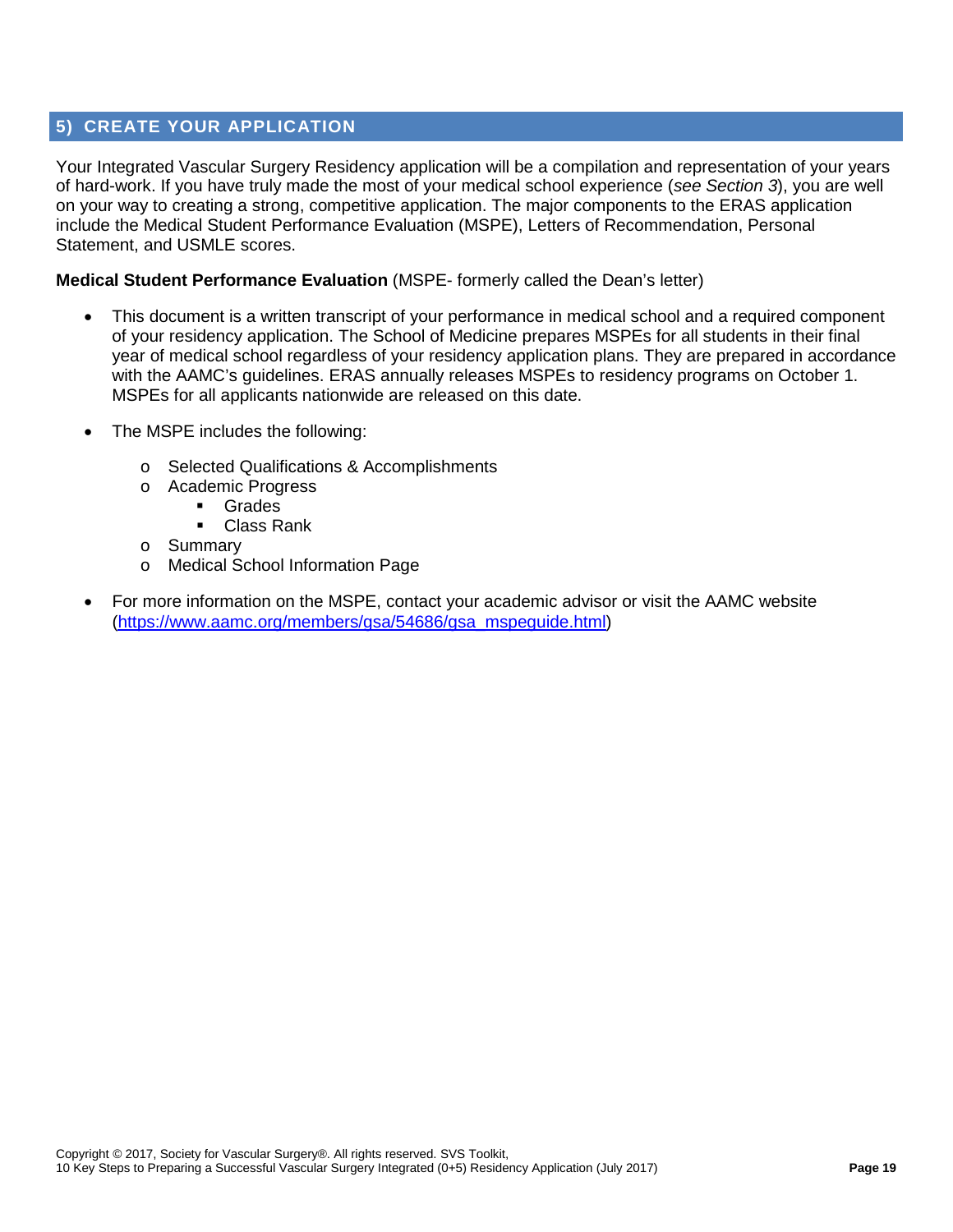## 5) CREATE YOUR APPLICATION

Your Integrated Vascular Surgery Residency application will be a compilation and representation of your years of hard-work. If you have truly made the most of your medical school experience (*see Section 3*), you are well on your way to creating a strong, competitive application. The major components to the ERAS application include the Medical Student Performance Evaluation (MSPE), Letters of Recommendation, Personal Statement, and USMLE scores.

**Medical Student Performance Evaluation** (MSPE- formerly called the Dean's letter)

- This document is a written transcript of your performance in medical school and a required component of your residency application. The School of Medicine prepares MSPEs for all students in their final year of medical school regardless of your residency application plans. They are prepared in accordance with the AAMC's guidelines. ERAS annually releases MSPEs to residency programs on October 1. MSPEs for all applicants nationwide are released on this date.
- The MSPE includes the following:
    - Selected Qualifications & Accomplishments
    - Academic Progress
        - Grades
        - Class Rank
    - Summary
    - Medical School Information Page
- For more information on the MSPE, contact your academic advisor or visit the AAMC website (https://www.aamc.org/members/gsa/54686/gsa_mspeguide.html)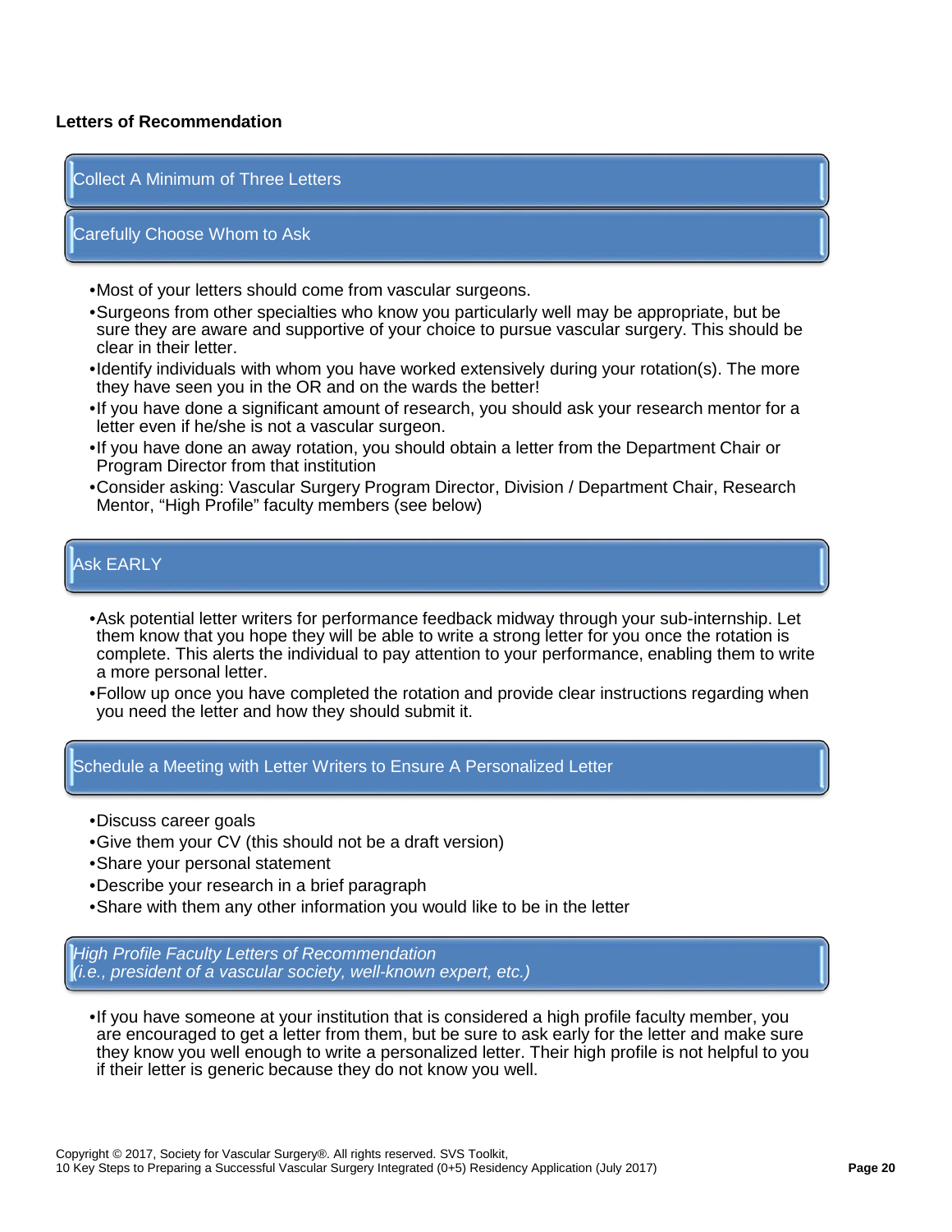**Letters of Recommendation**

### Collect A Minimum of Three Letters

### Carefully Choose Whom to Ask

- Most of your letters should come from vascular surgeons.
- Surgeons from other specialties who know you particularly well may be appropriate, but be sure they are aware and supportive of your choice to pursue vascular surgery. This should be clear in their letter.
- Identify individuals with whom you have worked extensively during your rotation(s). The more they have seen you in the OR and on the wards the better!
- If you have done a significant amount of research, you should ask your research mentor for a letter even if he/she is not a vascular surgeon.
- If you have done an away rotation, you should obtain a letter from the Department Chair or Program Director from that institution
- Consider asking: Vascular Surgery Program Director, Division / Department Chair, Research Mentor, "High Profile" faculty members (see below)

### Ask EARLY

- Ask potential letter writers for performance feedback midway through your sub-internship. Let them know that you hope they will be able to write a strong letter for you once the rotation is complete. This alerts the individual to pay attention to your performance, enabling them to write a more personal letter.
- Follow up once you have completed the rotation and provide clear instructions regarding when you need the letter and how they should submit it.

### Schedule a Meeting with Letter Writers to Ensure A Personalized Letter

- Discuss career goals
- Give them your CV (this should not be a draft version)
- Share your personal statement
- Describe your research in a brief paragraph
- Share with them any other information you would like to be in the letter

### *High Profile Faculty Letters of Recommendation (i.e., president of a vascular society, well-known expert, etc.)*

- If you have someone at your institution that is considered a high profile faculty member, you are encouraged to get a letter from them, but be sure to ask early for the letter and make sure they know you well enough to write a personalized letter. Their high profile is not helpful to you if their letter is generic because they do not know you well.

Copyright © 2017, Society for Vascular Surgery®. All rights reserved. SVS Toolkit, 10 Key Steps to Preparing a Successful Vascular Surgery Integrated (0+5) Residency Application (July 2017)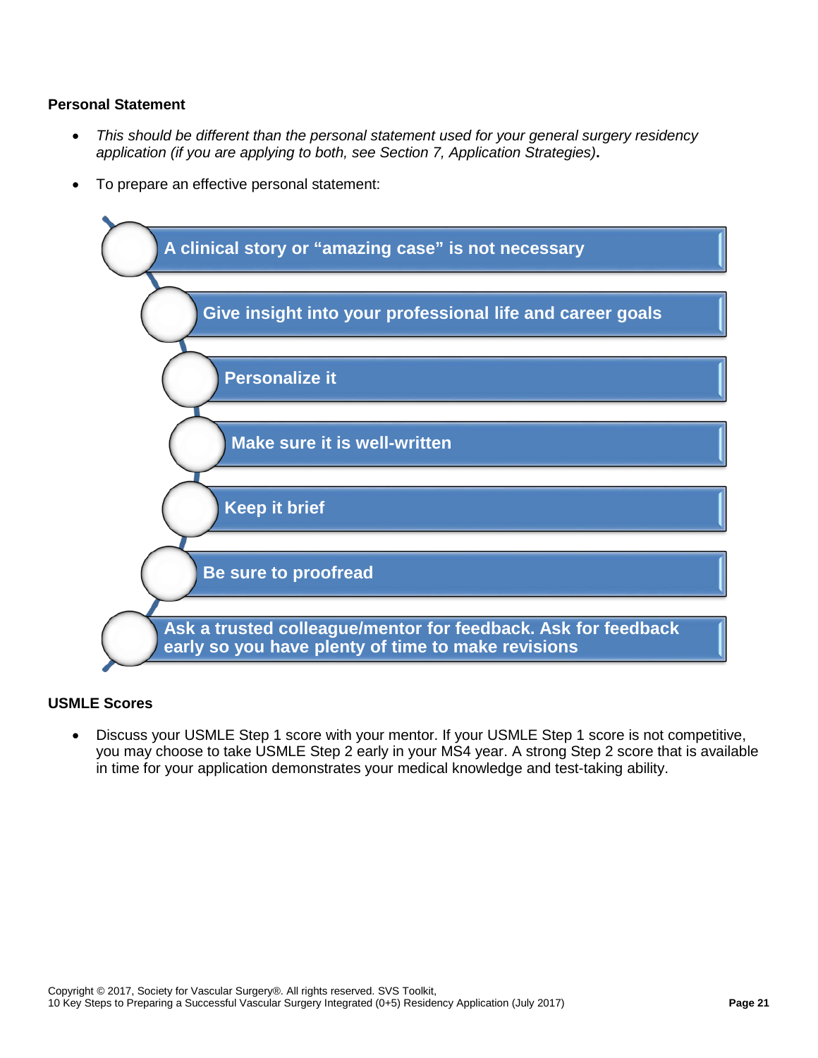**Personal Statement**

- *This should be different than the personal statement used for your general surgery residency application (if you are applying to both, see Section 7, Application Strategies)***.**
- To prepare an effective personal statement:

1. A clinical story or "amazing case" is not necessary
2. Give insight into your professional life and career goals
3. Personalize it
4. Make sure it is well-written
5. Keep it brief
6. Be sure to proofread
7. Ask a trusted colleague/mentor for feedback. Ask for feedback early so you have plenty of time to make revisions

**USMLE Scores**

- Discuss your USMLE Step 1 score with your mentor. If your USMLE Step 1 score is not competitive, you may choose to take USMLE Step 2 early in your MS4 year. A strong Step 2 score that is available in time for your application demonstrates your medical knowledge and test-taking ability.

Copyright © 2017, Society for Vascular Surgery®. All rights reserved. SVS Toolkit,
10 Key Steps to Preparing a Successful Vascular Surgery Integrated (0+5) Residency Application (July 2017)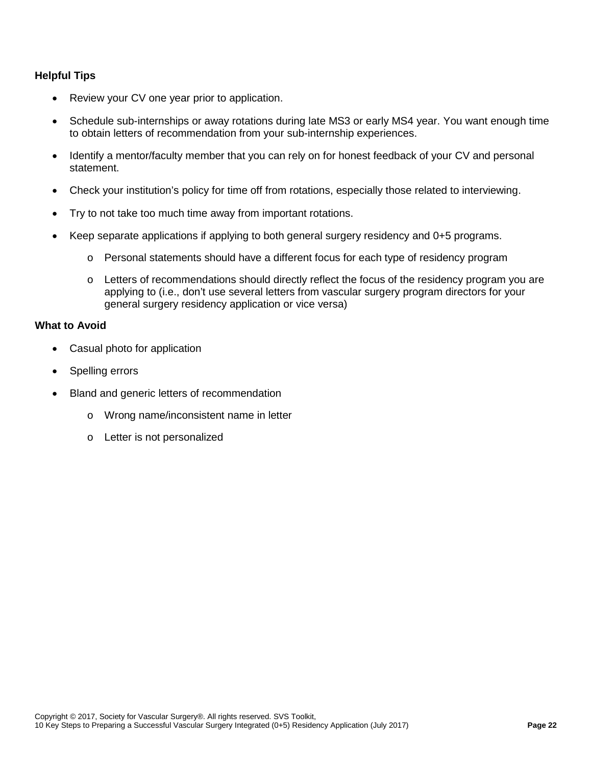**Helpful Tips**

- Review your CV one year prior to application.
- Schedule sub-internships or away rotations during late MS3 or early MS4 year. You want enough time to obtain letters of recommendation from your sub-internship experiences.
- Identify a mentor/faculty member that you can rely on for honest feedback of your CV and personal statement.
- Check your institution's policy for time off from rotations, especially those related to interviewing.
- Try to not take too much time away from important rotations.
- Keep separate applications if applying to both general surgery residency and 0+5 programs.
    - Personal statements should have a different focus for each type of residency program
    - Letters of recommendations should directly reflect the focus of the residency program you are applying to (i.e., don't use several letters from vascular surgery program directors for your general surgery residency application or vice versa)

**What to Avoid**

- Casual photo for application
- Spelling errors
- Bland and generic letters of recommendation
    - Wrong name/inconsistent name in letter
    - Letter is not personalized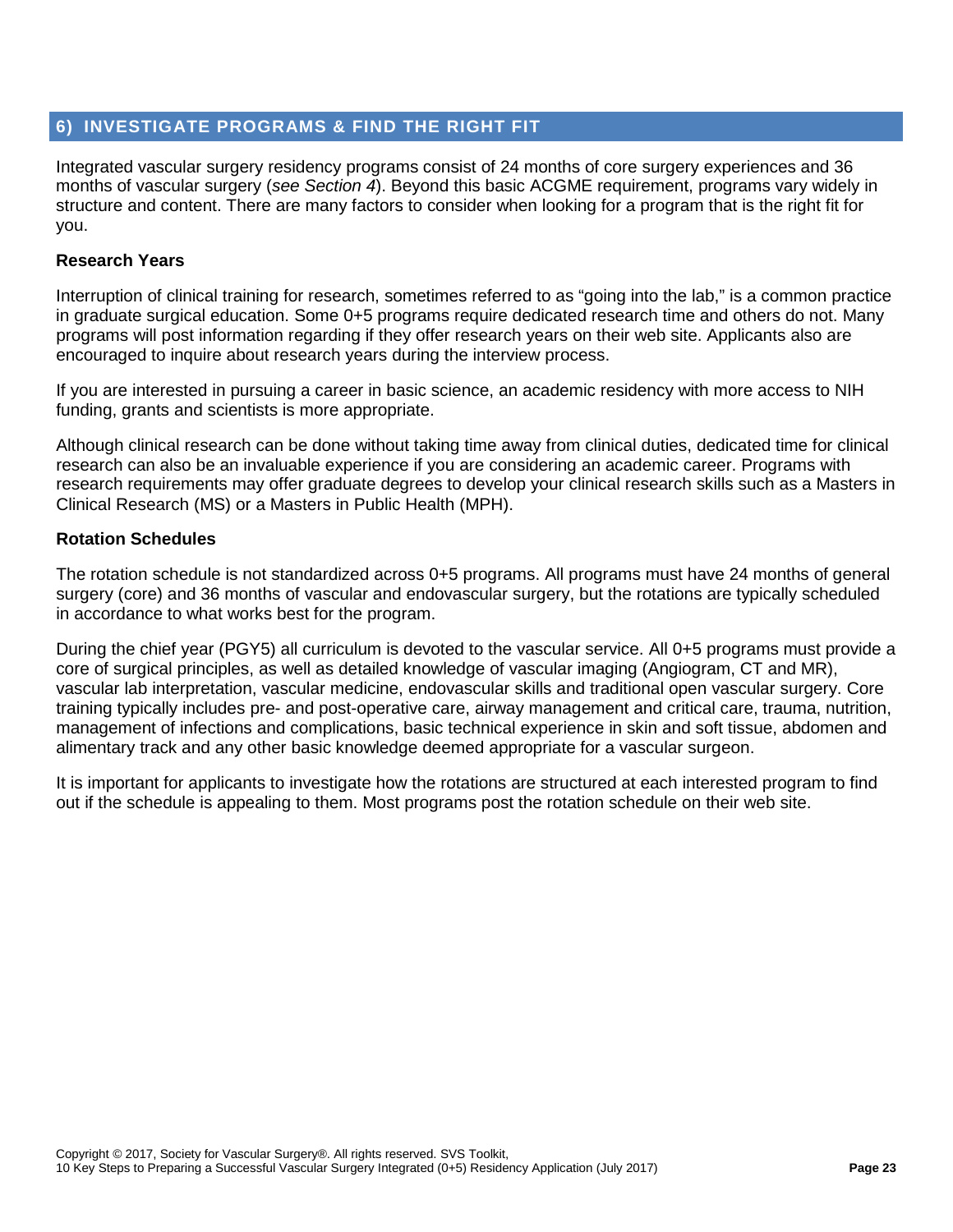## 6) INVESTIGATE PROGRAMS & FIND THE RIGHT FIT

Integrated vascular surgery residency programs consist of 24 months of core surgery experiences and 36 months of vascular surgery (*see Section 4*). Beyond this basic ACGME requirement, programs vary widely in structure and content. There are many factors to consider when looking for a program that is the right fit for you.

### Research Years

Interruption of clinical training for research, sometimes referred to as "going into the lab," is a common practice in graduate surgical education. Some 0+5 programs require dedicated research time and others do not. Many programs will post information regarding if they offer research years on their web site. Applicants also are encouraged to inquire about research years during the interview process.

If you are interested in pursuing a career in basic science, an academic residency with more access to NIH funding, grants and scientists is more appropriate.

Although clinical research can be done without taking time away from clinical duties, dedicated time for clinical research can also be an invaluable experience if you are considering an academic career. Programs with research requirements may offer graduate degrees to develop your clinical research skills such as a Masters in Clinical Research (MS) or a Masters in Public Health (MPH).

### Rotation Schedules

The rotation schedule is not standardized across 0+5 programs. All programs must have 24 months of general surgery (core) and 36 months of vascular and endovascular surgery, but the rotations are typically scheduled in accordance to what works best for the program.

During the chief year (PGY5) all curriculum is devoted to the vascular service. All 0+5 programs must provide a core of surgical principles, as well as detailed knowledge of vascular imaging (Angiogram, CT and MR), vascular lab interpretation, vascular medicine, endovascular skills and traditional open vascular surgery. Core training typically includes pre- and post-operative care, airway management and critical care, trauma, nutrition, management of infections and complications, basic technical experience in skin and soft tissue, abdomen and alimentary track and any other basic knowledge deemed appropriate for a vascular surgeon.

It is important for applicants to investigate how the rotations are structured at each interested program to find out if the schedule is appealing to them. Most programs post the rotation schedule on their web site.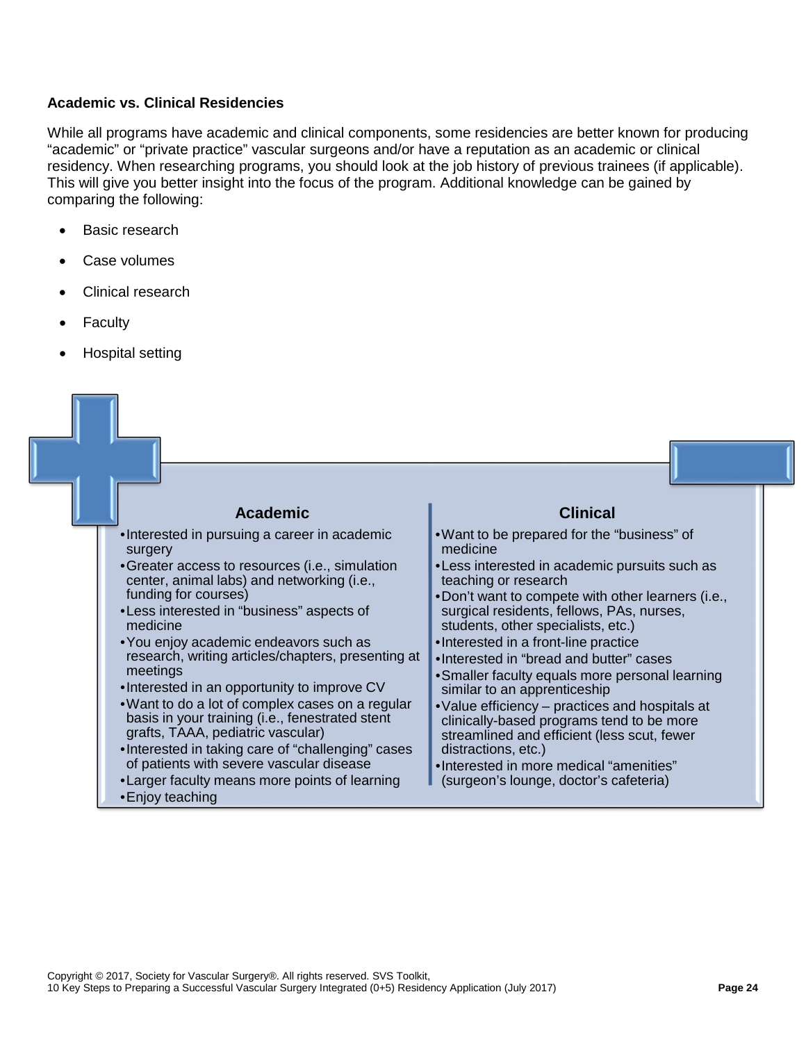**Academic vs. Clinical Residencies**

While all programs have academic and clinical components, some residencies are better known for producing "academic" or "private practice" vascular surgeons and/or have a reputation as an academic or clinical residency. When researching programs, you should look at the job history of previous trainees (if applicable). This will give you better insight into the focus of the program. Additional knowledge can be gained by comparing the following:

- Basic research
- Case volumes
- Clinical research
- Faculty
- Hospital setting

**Academic**

- Interested in pursuing a career in academic surgery
- Greater access to resources (i.e., simulation center, animal labs) and networking (i.e., funding for courses)
- Less interested in "business" aspects of medicine
- You enjoy academic endeavors such as research, writing articles/chapters, presenting at meetings
- Interested in an opportunity to improve CV
- Want to do a lot of complex cases on a regular basis in your training (i.e., fenestrated stent grafts, TAAA, pediatric vascular)
- Interested in taking care of "challenging" cases of patients with severe vascular disease
- Larger faculty means more points of learning
- Enjoy teaching

**Clinical**

- Want to be prepared for the "business" of medicine
- Less interested in academic pursuits such as teaching or research
- Don't want to compete with other learners (i.e., surgical residents, fellows, PAs, nurses, students, other specialists, etc.)
- Interested in a front-line practice
- Interested in "bread and butter" cases
- Smaller faculty equals more personal learning similar to an apprenticeship
- Value efficiency – practices and hospitals at clinically-based programs tend to be more streamlined and efficient (less scut, fewer distractions, etc.)
- Interested in more medical "amenities" (surgeon's lounge, doctor's cafeteria)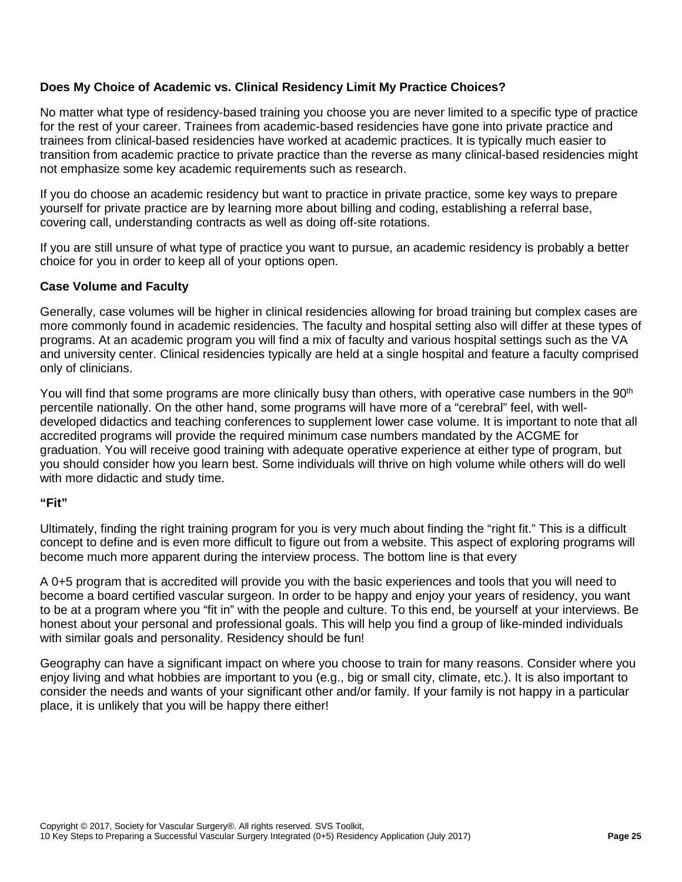**Does My Choice of Academic vs. Clinical Residency Limit My Practice Choices?**

No matter what type of residency-based training you choose you are never limited to a specific type of practice for the rest of your career. Trainees from academic-based residencies have gone into private practice and trainees from clinical-based residencies have worked at academic practices. It is typically much easier to transition from academic practice to private practice than the reverse as many clinical-based residencies might not emphasize some key academic requirements such as research.

If you do choose an academic residency but want to practice in private practice, some key ways to prepare yourself for private practice are by learning more about billing and coding, establishing a referral base, covering call, understanding contracts as well as doing off-site rotations.

If you are still unsure of what type of practice you want to pursue, an academic residency is probably a better choice for you in order to keep all of your options open.

**Case Volume and Faculty**

Generally, case volumes will be higher in clinical residencies allowing for broad training but complex cases are more commonly found in academic residencies. The faculty and hospital setting also will differ at these types of programs. At an academic program you will find a mix of faculty and various hospital settings such as the VA and university center. Clinical residencies typically are held at a single hospital and feature a faculty comprised only of clinicians.

You will find that some programs are more clinically busy than others, with operative case numbers in the 90th percentile nationally. On the other hand, some programs will have more of a "cerebral" feel, with well-developed didactics and teaching conferences to supplement lower case volume. It is important to note that all accredited programs will provide the required minimum case numbers mandated by the ACGME for graduation. You will receive good training with adequate operative experience at either type of program, but you should consider how you learn best. Some individuals will thrive on high volume while others will do well with more didactic and study time.

**"Fit"**

Ultimately, finding the right training program for you is very much about finding the "right fit." This is a difficult concept to define and is even more difficult to figure out from a website. This aspect of exploring programs will become much more apparent during the interview process. The bottom line is that every

A 0+5 program that is accredited will provide you with the basic experiences and tools that you will need to become a board certified vascular surgeon. In order to be happy and enjoy your years of residency, you want to be at a program where you "fit in" with the people and culture. To this end, be yourself at your interviews. Be honest about your personal and professional goals. This will help you find a group of like-minded individuals with similar goals and personality. Residency should be fun!

Geography can have a significant impact on where you choose to train for many reasons. Consider where you enjoy living and what hobbies are important to you (e.g., big or small city, climate, etc.). It is also important to consider the needs and wants of your significant other and/or family. If your family is not happy in a particular place, it is unlikely that you will be happy there either!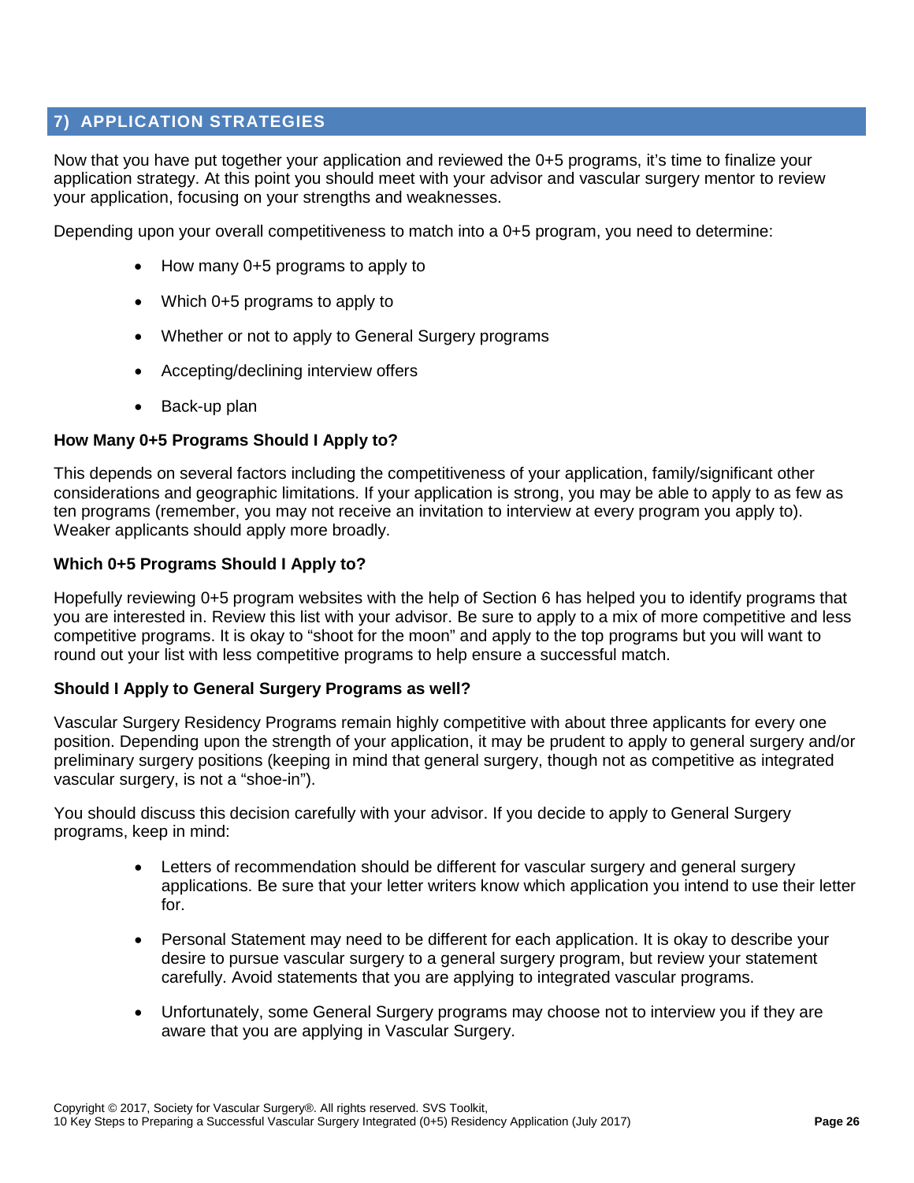## 7) APPLICATION STRATEGIES

Now that you have put together your application and reviewed the 0+5 programs, it's time to finalize your application strategy. At this point you should meet with your advisor and vascular surgery mentor to review your application, focusing on your strengths and weaknesses.

Depending upon your overall competitiveness to match into a 0+5 program, you need to determine:

- How many 0+5 programs to apply to
- Which 0+5 programs to apply to
- Whether or not to apply to General Surgery programs
- Accepting/declining interview offers
- Back-up plan

### How Many 0+5 Programs Should I Apply to?

This depends on several factors including the competitiveness of your application, family/significant other considerations and geographic limitations. If your application is strong, you may be able to apply to as few as ten programs (remember, you may not receive an invitation to interview at every program you apply to). Weaker applicants should apply more broadly.

### Which 0+5 Programs Should I Apply to?

Hopefully reviewing 0+5 program websites with the help of Section 6 has helped you to identify programs that you are interested in. Review this list with your advisor. Be sure to apply to a mix of more competitive and less competitive programs. It is okay to "shoot for the moon" and apply to the top programs but you will want to round out your list with less competitive programs to help ensure a successful match.

### Should I Apply to General Surgery Programs as well?

Vascular Surgery Residency Programs remain highly competitive with about three applicants for every one position. Depending upon the strength of your application, it may be prudent to apply to general surgery and/or preliminary surgery positions (keeping in mind that general surgery, though not as competitive as integrated vascular surgery, is not a "shoe-in").

You should discuss this decision carefully with your advisor. If you decide to apply to General Surgery programs, keep in mind:

- Letters of recommendation should be different for vascular surgery and general surgery applications. Be sure that your letter writers know which application you intend to use their letter for.
- Personal Statement may need to be different for each application. It is okay to describe your desire to pursue vascular surgery to a general surgery program, but review your statement carefully. Avoid statements that you are applying to integrated vascular programs.
- Unfortunately, some General Surgery programs may choose not to interview you if they are aware that you are applying in Vascular Surgery.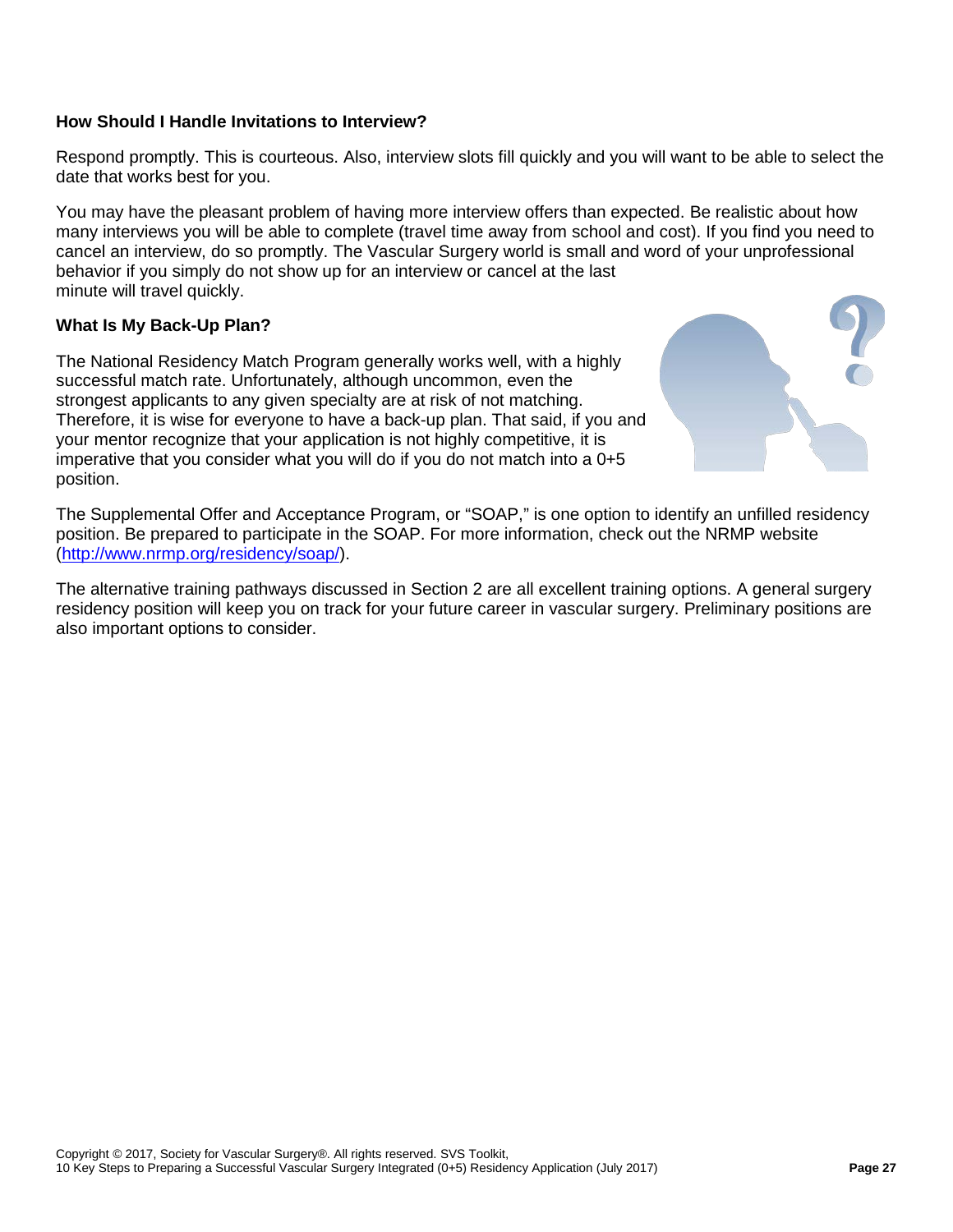### How Should I Handle Invitations to Interview?

Respond promptly. This is courteous. Also, interview slots fill quickly and you will want to be able to select the date that works best for you.

You may have the pleasant problem of having more interview offers than expected. Be realistic about how many interviews you will be able to complete (travel time away from school and cost). If you find you need to cancel an interview, do so promptly. The Vascular Surgery world is small and word of your unprofessional behavior if you simply do not show up for an interview or cancel at the last minute will travel quickly.

### What Is My Back-Up Plan?

The National Residency Match Program generally works well, with a highly successful match rate. Unfortunately, although uncommon, even the strongest applicants to any given specialty are at risk of not matching. Therefore, it is wise for everyone to have a back-up plan. That said, if you and your mentor recognize that your application is not highly competitive, it is imperative that you consider what you will do if you do not match into a 0+5 position.

The Supplemental Offer and Acceptance Program, or "SOAP," is one option to identify an unfilled residency position. Be prepared to participate in the SOAP. For more information, check out the NRMP website (http://www.nrmp.org/residency/soap/).

The alternative training pathways discussed in Section 2 are all excellent training options. A general surgery residency position will keep you on track for your future career in vascular surgery. Preliminary positions are also important options to consider.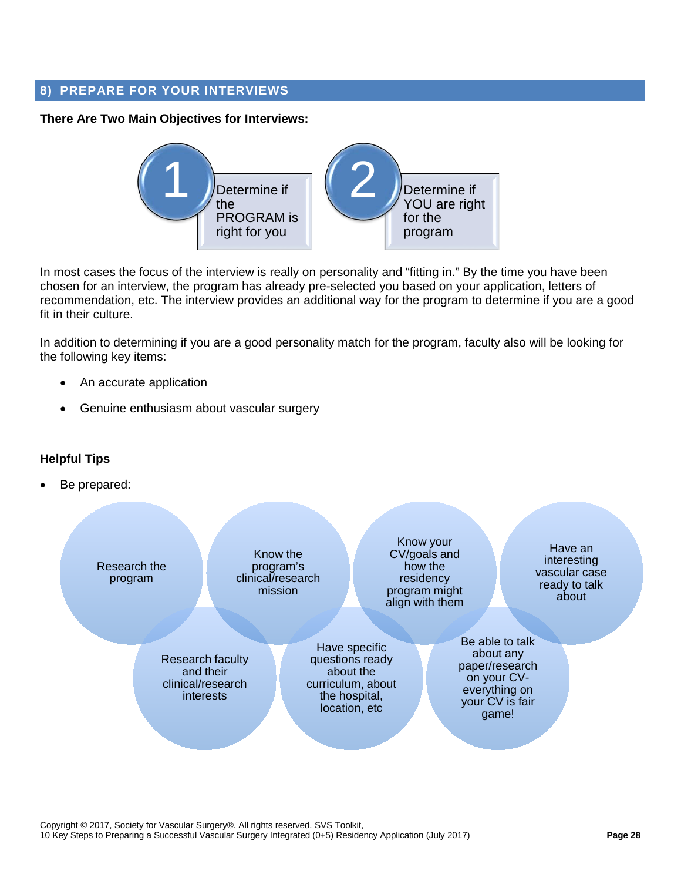## 8) PREPARE FOR YOUR INTERVIEWS

**There Are Two Main Objectives for Interviews:**

1. Determine if the PROGRAM is right for you
2. Determine if YOU are right for the program

In most cases the focus of the interview is really on personality and "fitting in." By the time you have been chosen for an interview, the program has already pre-selected you based on your application, letters of recommendation, etc. The interview provides an additional way for the program to determine if you are a good fit in their culture.

In addition to determining if you are a good personality match for the program, faculty also will be looking for the following key items:

- An accurate application
- Genuine enthusiasm about vascular surgery

**Helpful Tips**

- Be prepared:
  - Research the program
  - Know the program's clinical/research mission
  - Know your CV/goals and how the residency program might align with them
  - Have an interesting vascular case ready to talk about
  - Research faculty and their clinical/research interests
  - Have specific questions ready about the curriculum, about the hospital, location, etc
  - Be able to talk about any paper/research on your CV- everything on your CV is fair game!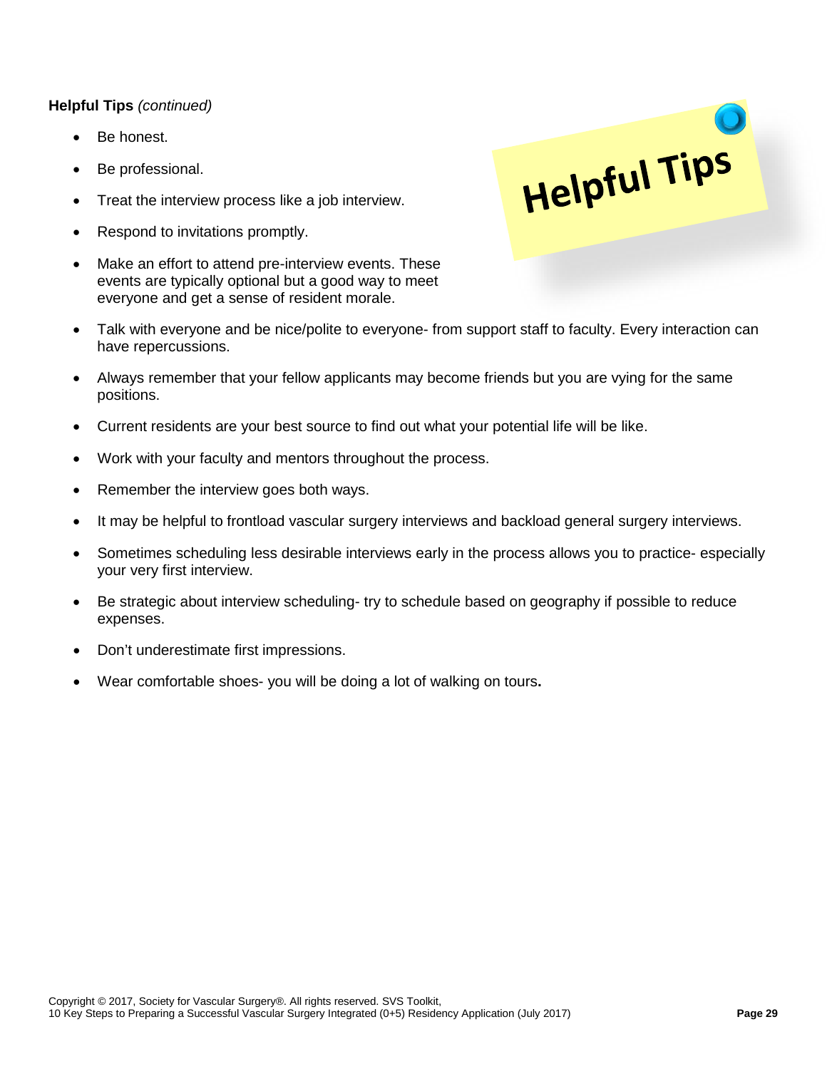**Helpful Tips** *(continued)*

- Be honest.
- Be professional.
- Treat the interview process like a job interview.
- Respond to invitations promptly.
- Make an effort to attend pre-interview events. These events are typically optional but a good way to meet everyone and get a sense of resident morale.
- Talk with everyone and be nice/polite to everyone- from support staff to faculty. Every interaction can have repercussions.
- Always remember that your fellow applicants may become friends but you are vying for the same positions.
- Current residents are your best source to find out what your potential life will be like.
- Work with your faculty and mentors throughout the process.
- Remember the interview goes both ways.
- It may be helpful to frontload vascular surgery interviews and backload general surgery interviews.
- Sometimes scheduling less desirable interviews early in the process allows you to practice- especially your very first interview.
- Be strategic about interview scheduling- try to schedule based on geography if possible to reduce expenses.
- Don't underestimate first impressions.
- Wear comfortable shoes- you will be doing a lot of walking on tours.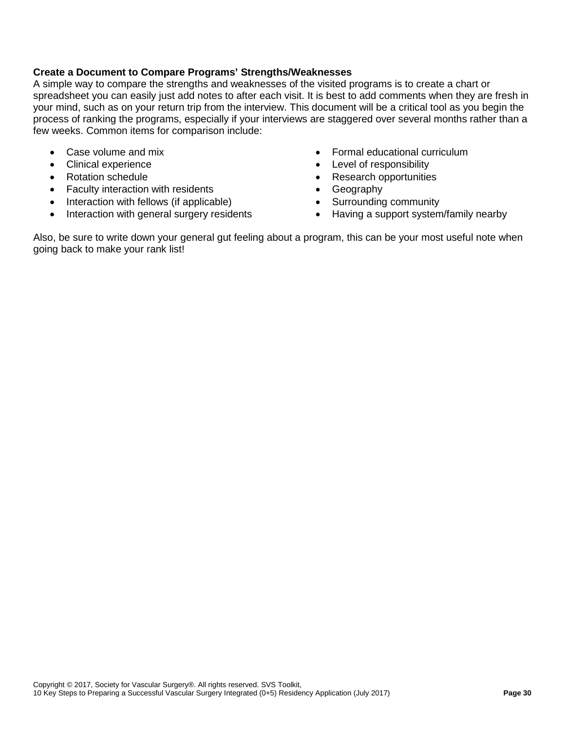**Create a Document to Compare Programs' Strengths/Weaknesses**

A simple way to compare the strengths and weaknesses of the visited programs is to create a chart or spreadsheet you can easily just add notes to after each visit. It is best to add comments when they are fresh in your mind, such as on your return trip from the interview. This document will be a critical tool as you begin the process of ranking the programs, especially if your interviews are staggered over several months rather than a few weeks. Common items for comparison include:

- Case volume and mix
- Clinical experience
- Rotation schedule
- Faculty interaction with residents
- Interaction with fellows (if applicable)
- Interaction with general surgery residents
- Formal educational curriculum
- Level of responsibility
- Research opportunities
- Geography
- Surrounding community
- Having a support system/family nearby

Also, be sure to write down your general gut feeling about a program, this can be your most useful note when going back to make your rank list!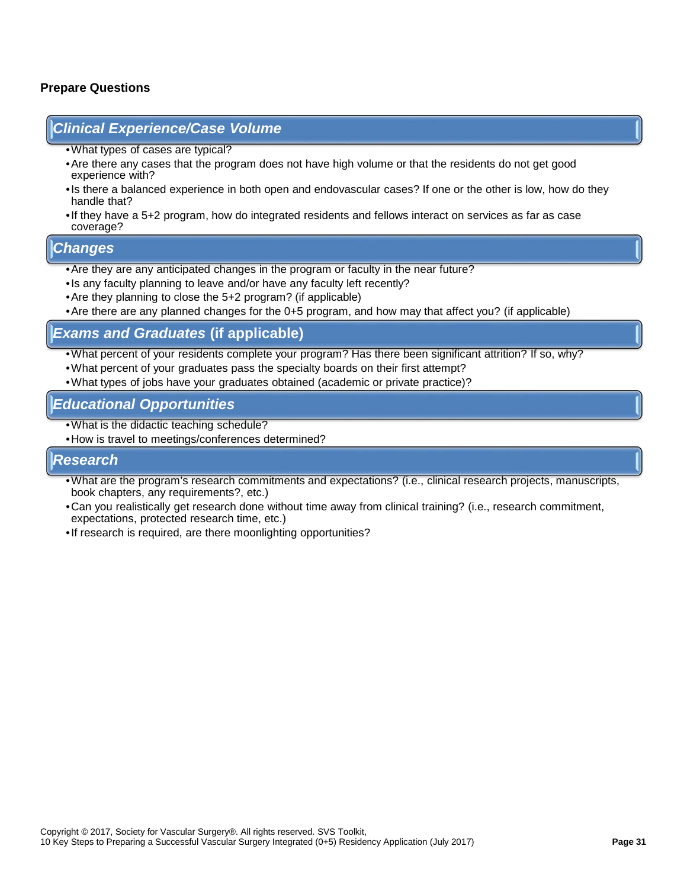**Prepare Questions**

## *Clinical Experience/Case Volume*

- What types of cases are typical?
- Are there any cases that the program does not have high volume or that the residents do not get good experience with?
- Is there a balanced experience in both open and endovascular cases? If one or the other is low, how do they handle that?
- If they have a 5+2 program, how do integrated residents and fellows interact on services as far as case coverage?

## *Changes*

- Are they are any anticipated changes in the program or faculty in the near future?
- Is any faculty planning to leave and/or have any faculty left recently?
- Are they planning to close the 5+2 program? (if applicable)
- Are there are any planned changes for the 0+5 program, and how may that affect you? (if applicable)

## *Exams and Graduates* (if applicable)

- What percent of your residents complete your program? Has there been significant attrition? If so, why?
- What percent of your graduates pass the specialty boards on their first attempt?
- What types of jobs have your graduates obtained (academic or private practice)?

## *Educational Opportunities*

- What is the didactic teaching schedule?
- How is travel to meetings/conferences determined?

## *Research*

- What are the program's research commitments and expectations? (i.e., clinical research projects, manuscripts, book chapters, any requirements?, etc.)
- Can you realistically get research done without time away from clinical training? (i.e., research commitment, expectations, protected research time, etc.)
- If research is required, are there moonlighting opportunities?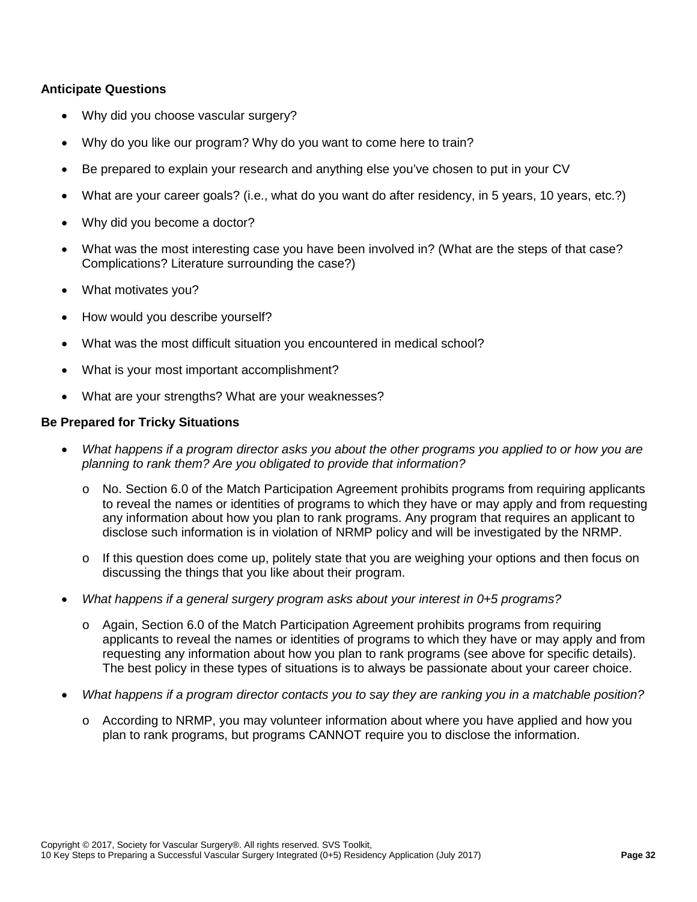**Anticipate Questions**

- Why did you choose vascular surgery?
- Why do you like our program? Why do you want to come here to train?
- Be prepared to explain your research and anything else you've chosen to put in your CV
- What are your career goals? (i.e., what do you want do after residency, in 5 years, 10 years, etc.?)
- Why did you become a doctor?
- What was the most interesting case you have been involved in? (What are the steps of that case? Complications? Literature surrounding the case?)
- What motivates you?
- How would you describe yourself?
- What was the most difficult situation you encountered in medical school?
- What is your most important accomplishment?
- What are your strengths? What are your weaknesses?

**Be Prepared for Tricky Situations**

- *What happens if a program director asks you about the other programs you applied to or how you are planning to rank them? Are you obligated to provide that information?*
  - No. Section 6.0 of the Match Participation Agreement prohibits programs from requiring applicants to reveal the names or identities of programs to which they have or may apply and from requesting any information about how you plan to rank programs. Any program that requires an applicant to disclose such information is in violation of NRMP policy and will be investigated by the NRMP.
  - If this question does come up, politely state that you are weighing your options and then focus on discussing the things that you like about their program.
- *What happens if a general surgery program asks about your interest in 0+5 programs?*
  - Again, Section 6.0 of the Match Participation Agreement prohibits programs from requiring applicants to reveal the names or identities of programs to which they have or may apply and from requesting any information about how you plan to rank programs (see above for specific details). The best policy in these types of situations is to always be passionate about your career choice.
- *What happens if a program director contacts you to say they are ranking you in a matchable position?*
  - According to NRMP, you may volunteer information about where you have applied and how you plan to rank programs, but programs CANNOT require you to disclose the information.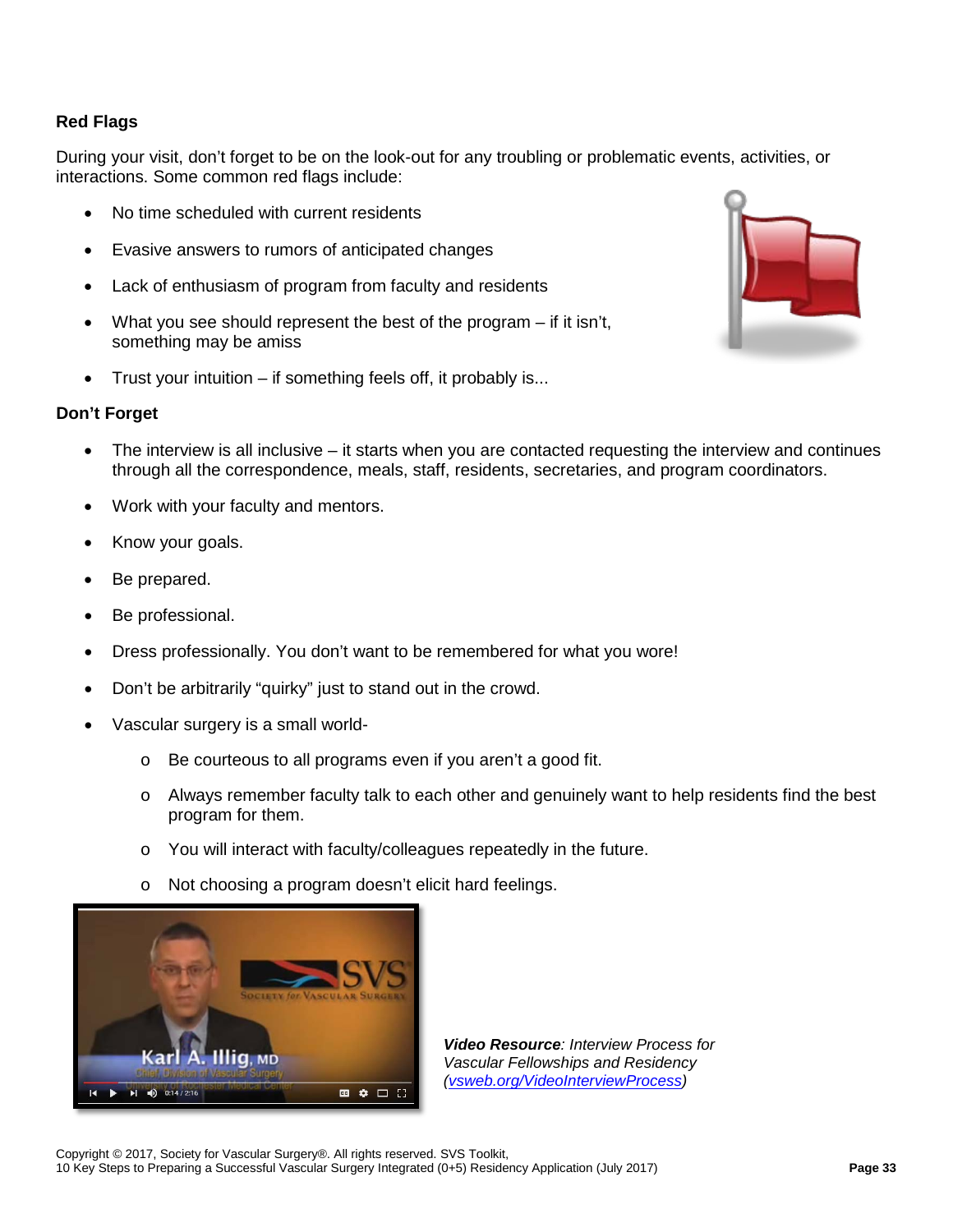**Red Flags**

During your visit, don't forget to be on the look-out for any troubling or problematic events, activities, or interactions. Some common red flags include:

- No time scheduled with current residents
- Evasive answers to rumors of anticipated changes
- Lack of enthusiasm of program from faculty and residents
- What you see should represent the best of the program – if it isn't, something may be amiss
- Trust your intuition – if something feels off, it probably is...

**Don't Forget**

- The interview is all inclusive – it starts when you are contacted requesting the interview and continues through all the correspondence, meals, staff, residents, secretaries, and program coordinators.
- Work with your faculty and mentors.
- Know your goals.
- Be prepared.
- Be professional.
- Dress professionally. You don't want to be remembered for what you wore!
- Don't be arbitrarily "quirky" just to stand out in the crowd.
- Vascular surgery is a small world-
    - Be courteous to all programs even if you aren't a good fit.
    - Always remember faculty talk to each other and genuinely want to help residents find the best program for them.
    - You will interact with faculty/colleagues repeatedly in the future.
    - Not choosing a program doesn't elicit hard feelings.

***Video Resource**: Interview Process for Vascular Fellowships and Residency (vsweb.org/VideoInterviewProcess)*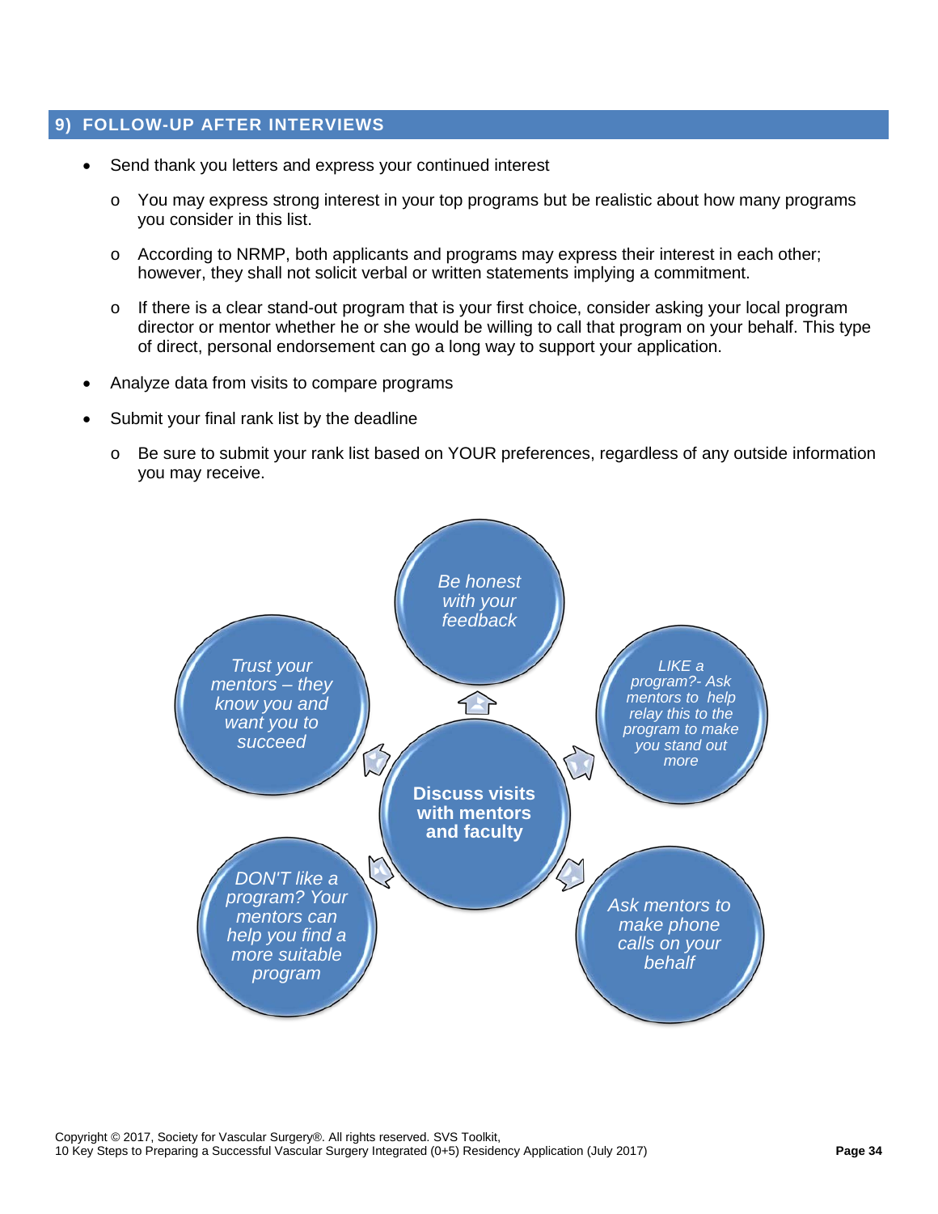## 9) FOLLOW-UP AFTER INTERVIEWS

- Send thank you letters and express your continued interest
  - You may express strong interest in your top programs but be realistic about how many programs you consider in this list.
  - According to NRMP, both applicants and programs may express their interest in each other; however, they shall not solicit verbal or written statements implying a commitment.
  - If there is a clear stand-out program that is your first choice, consider asking your local program director or mentor whether he or she would be willing to call that program on your behalf. This type of direct, personal endorsement can go a long way to support your application.
- Analyze data from visits to compare programs
- Submit your final rank list by the deadline
  - Be sure to submit your rank list based on YOUR preferences, regardless of any outside information you may receive.

**Discuss visits with mentors and faculty**

- *Be honest with your feedback*
- *LIKE a program?- Ask mentors to help relay this to the program to make you stand out more*
- *Ask mentors to make phone calls on your behalf*
- *DON'T like a program? Your mentors can help you find a more suitable program*
- *Trust your mentors – they know you and want you to succeed*

Copyright © 2017, Society for Vascular Surgery®. All rights reserved. SVS Toolkit,
10 Key Steps to Preparing a Successful Vascular Surgery Integrated (0+5) Residency Application (July 2017)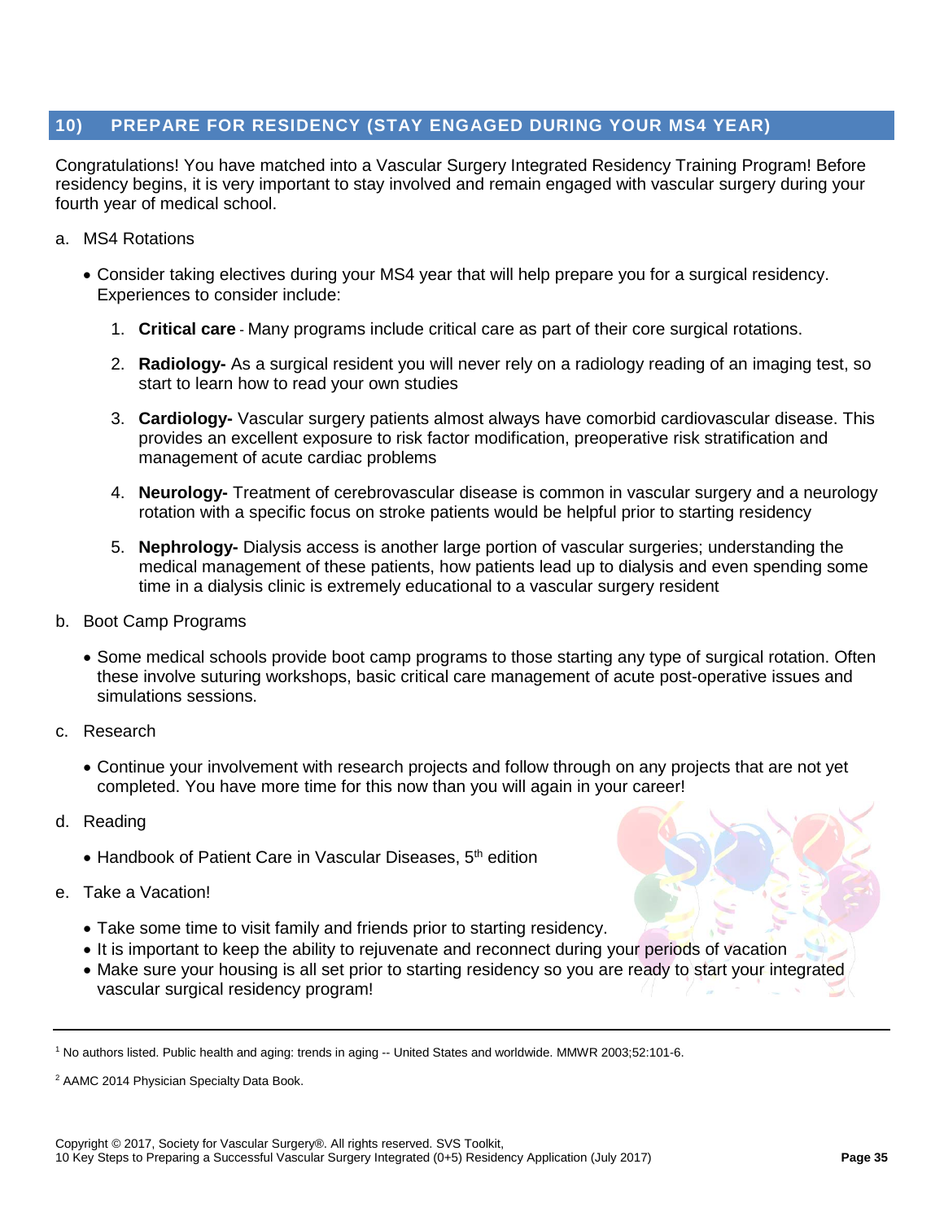## 10) PREPARE FOR RESIDENCY (STAY ENGAGED DURING YOUR MS4 YEAR)

Congratulations! You have matched into a Vascular Surgery Integrated Residency Training Program! Before residency begins, it is very important to stay involved and remain engaged with vascular surgery during your fourth year of medical school.

a. MS4 Rotations

- Consider taking electives during your MS4 year that will help prepare you for a surgical residency. Experiences to consider include:
  1. **Critical care** - Many programs include critical care as part of their core surgical rotations.
  2. **Radiology-** As a surgical resident you will never rely on a radiology reading of an imaging test, so start to learn how to read your own studies
  3. **Cardiology-** Vascular surgery patients almost always have comorbid cardiovascular disease. This provides an excellent exposure to risk factor modification, preoperative risk stratification and management of acute cardiac problems
  4. **Neurology-** Treatment of cerebrovascular disease is common in vascular surgery and a neurology rotation with a specific focus on stroke patients would be helpful prior to starting residency
  5. **Nephrology-** Dialysis access is another large portion of vascular surgeries; understanding the medical management of these patients, how patients lead up to dialysis and even spending some time in a dialysis clinic is extremely educational to a vascular surgery resident

b. Boot Camp Programs

- Some medical schools provide boot camp programs to those starting any type of surgical rotation. Often these involve suturing workshops, basic critical care management of acute post-operative issues and simulations sessions.

c. Research

- Continue your involvement with research projects and follow through on any projects that are not yet completed. You have more time for this now than you will again in your career!

d. Reading

- Handbook of Patient Care in Vascular Diseases, 5th edition

e. Take a Vacation!

- Take some time to visit family and friends prior to starting residency.
- It is important to keep the ability to rejuvenate and reconnect during your periods of vacation
- Make sure your housing is all set prior to starting residency so you are ready to start your integrated vascular surgical residency program!

---

[1] No authors listed. Public health and aging: trends in aging -- United States and worldwide. MMWR 2003;52:101-6.

[2] AAMC 2014 Physician Specialty Data Book.

Copyright © 2017, Society for Vascular Surgery®. All rights reserved. SVS Toolkit,
10 Key Steps to Preparing a Successful Vascular Surgery Integrated (0+5) Residency Application (July 2017)